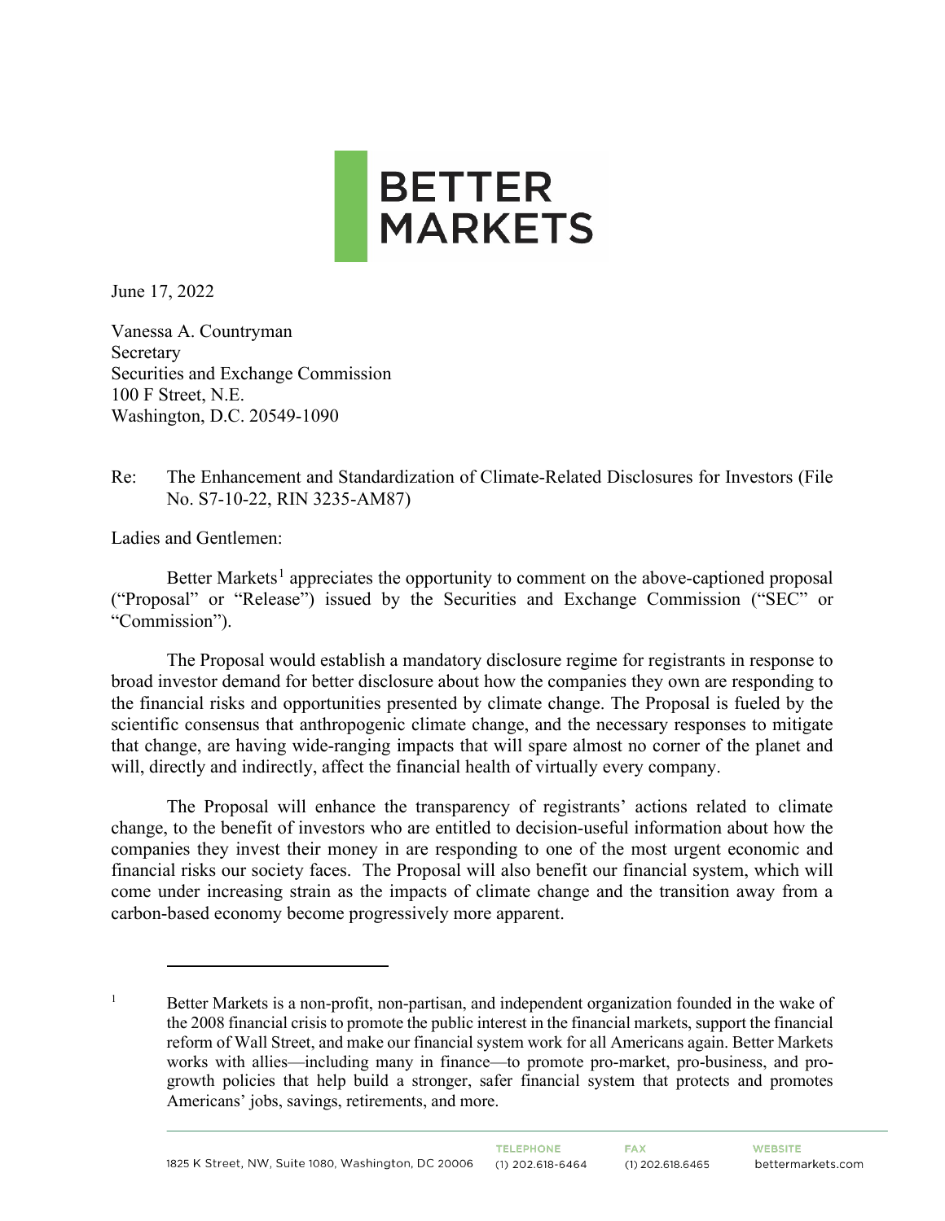BETTER MARKETS

June 17, 2022

Vanessa A. Countryman
Secretary
Securities and Exchange Commission
100 F Street, N.E.
Washington, D.C. 20549-1090

Re: The Enhancement and Standardization of Climate-Related Disclosures for Investors (File No. S7-10-22, RIN 3235-AM87)

Ladies and Gentlemen:

Better Markets[1] appreciates the opportunity to comment on the above-captioned proposal ("Proposal" or "Release") issued by the Securities and Exchange Commission ("SEC" or "Commission").

The Proposal would establish a mandatory disclosure regime for registrants in response to broad investor demand for better disclosure about how the companies they own are responding to the financial risks and opportunities presented by climate change. The Proposal is fueled by the scientific consensus that anthropogenic climate change, and the necessary responses to mitigate that change, are having wide-ranging impacts that will spare almost no corner of the planet and will, directly and indirectly, affect the financial health of virtually every company.

The Proposal will enhance the transparency of registrants' actions related to climate change, to the benefit of investors who are entitled to decision-useful information about how the companies they invest their money in are responding to one of the most urgent economic and financial risks our society faces. The Proposal will also benefit our financial system, which will come under increasing strain as the impacts of climate change and the transition away from a carbon-based economy become progressively more apparent.

---

[1] Better Markets is a non-profit, non-partisan, and independent organization founded in the wake of the 2008 financial crisis to promote the public interest in the financial markets, support the financial reform of Wall Street, and make our financial system work for all Americans again. Better Markets works with allies—including many in finance—to promote pro-market, pro-business, and pro-growth policies that help build a stronger, safer financial system that protects and promotes Americans' jobs, savings, retirements, and more.

1825 K Street, NW, Suite 1080, Washington, DC 20006 | TELEPHONE (1) 202.618-6464 | FAX (1) 202.618.6465 | WEBSITE bettermarkets.com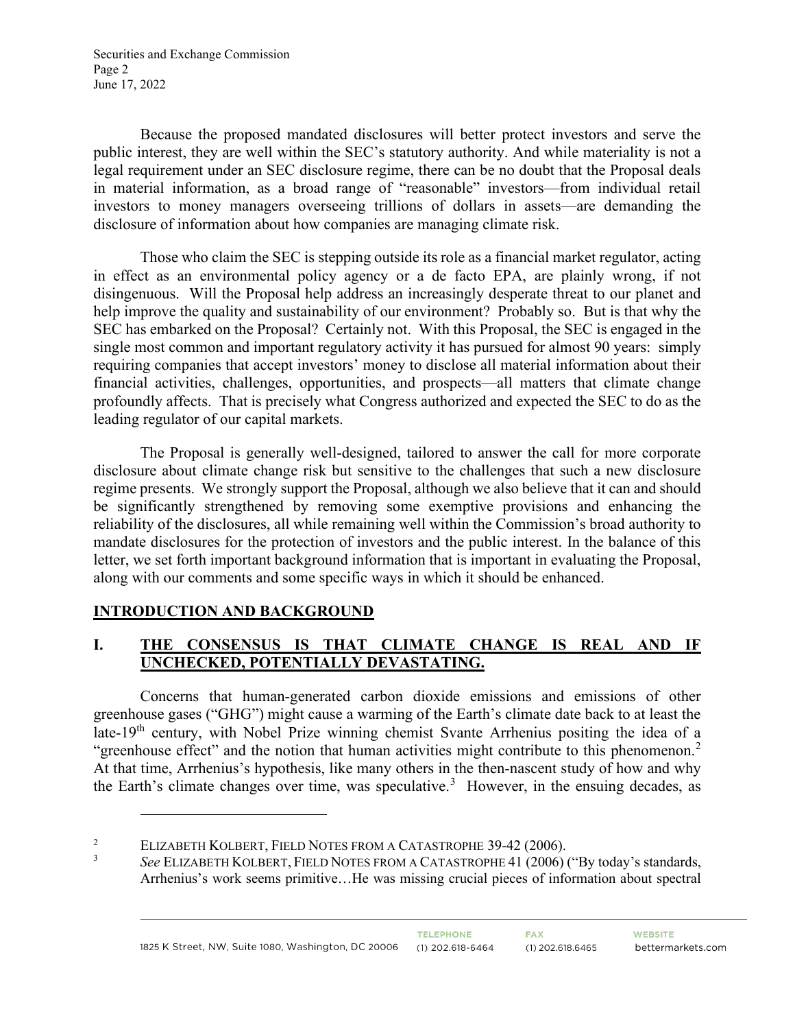Because the proposed mandated disclosures will better protect investors and serve the public interest, they are well within the SEC's statutory authority. And while materiality is not a legal requirement under an SEC disclosure regime, there can be no doubt that the Proposal deals in material information, as a broad range of "reasonable" investors—from individual retail investors to money managers overseeing trillions of dollars in assets—are demanding the disclosure of information about how companies are managing climate risk.

Those who claim the SEC is stepping outside its role as a financial market regulator, acting in effect as an environmental policy agency or a de facto EPA, are plainly wrong, if not disingenuous. Will the Proposal help address an increasingly desperate threat to our planet and help improve the quality and sustainability of our environment? Probably so. But is that why the SEC has embarked on the Proposal? Certainly not. With this Proposal, the SEC is engaged in the single most common and important regulatory activity it has pursued for almost 90 years: simply requiring companies that accept investors' money to disclose all material information about their financial activities, challenges, opportunities, and prospects—all matters that climate change profoundly affects. That is precisely what Congress authorized and expected the SEC to do as the leading regulator of our capital markets.

The Proposal is generally well-designed, tailored to answer the call for more corporate disclosure about climate change risk but sensitive to the challenges that such a new disclosure regime presents. We strongly support the Proposal, although we also believe that it can and should be significantly strengthened by removing some exemptive provisions and enhancing the reliability of the disclosures, all while remaining well within the Commission's broad authority to mandate disclosures for the protection of investors and the public interest. In the balance of this letter, we set forth important background information that is important in evaluating the Proposal, along with our comments and some specific ways in which it should be enhanced.

## INTRODUCTION AND BACKGROUND

## I. THE CONSENSUS IS THAT CLIMATE CHANGE IS REAL AND IF UNCHECKED, POTENTIALLY DEVASTATING.

Concerns that human-generated carbon dioxide emissions and emissions of other greenhouse gases ("GHG") might cause a warming of the Earth's climate date back to at least the late-19th century, with Nobel Prize winning chemist Svante Arrhenius positing the idea of a "greenhouse effect" and the notion that human activities might contribute to this phenomenon.[2] At that time, Arrhenius's hypothesis, like many others in the then-nascent study of how and why the Earth's climate changes over time, was speculative.[3] However, in the ensuing decades, as

---

[2] ELIZABETH KOLBERT, FIELD NOTES FROM A CATASTROPHE 39-42 (2006).

[3] *See* ELIZABETH KOLBERT, FIELD NOTES FROM A CATASTROPHE 41 (2006) ("By today's standards, Arrhenius's work seems primitive…He was missing crucial pieces of information about spectral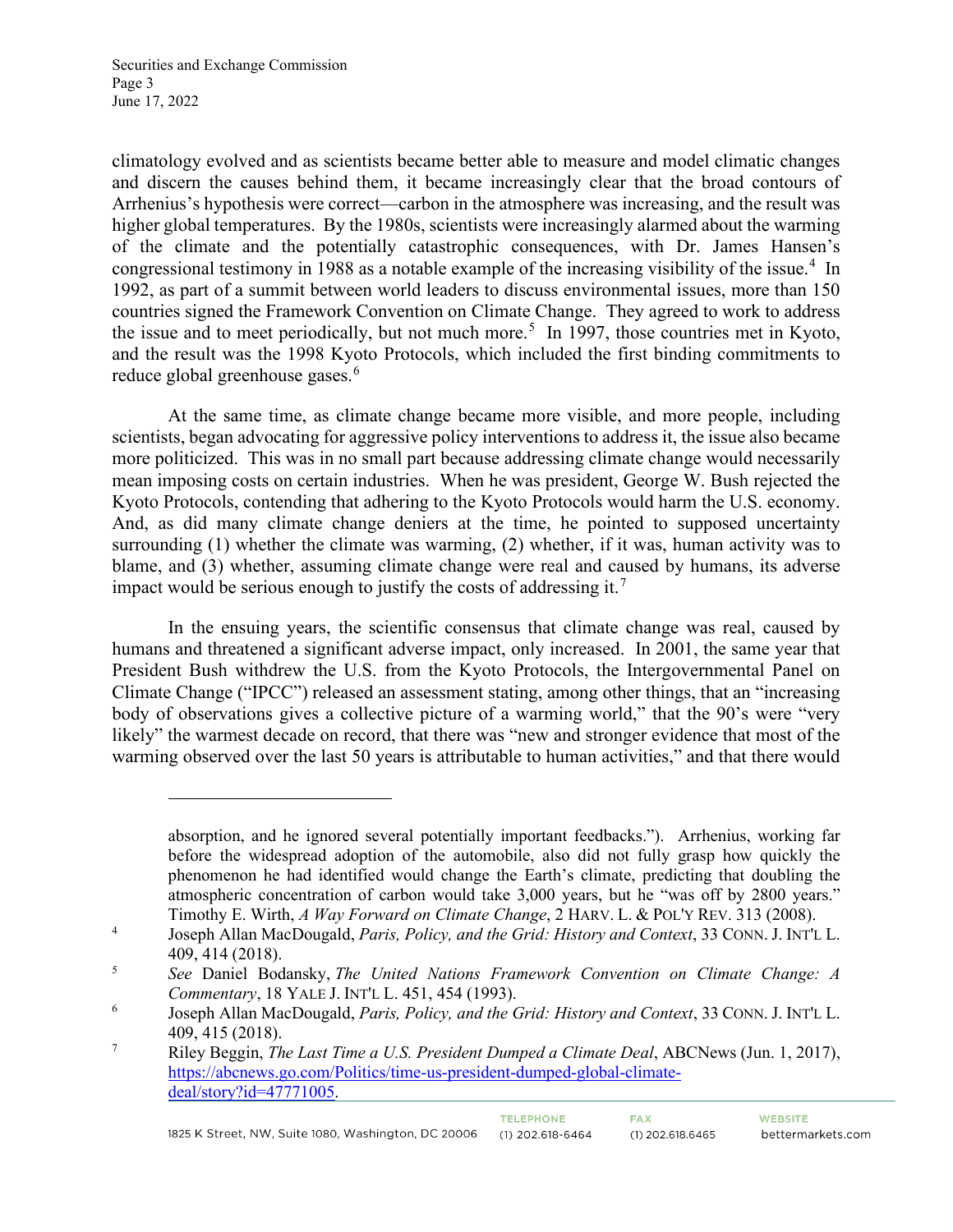climatology evolved and as scientists became better able to measure and model climatic changes and discern the causes behind them, it became increasingly clear that the broad contours of Arrhenius's hypothesis were correct—carbon in the atmosphere was increasing, and the result was higher global temperatures. By the 1980s, scientists were increasingly alarmed about the warming of the climate and the potentially catastrophic consequences, with Dr. James Hansen's congressional testimony in 1988 as a notable example of the increasing visibility of the issue.[4] In 1992, as part of a summit between world leaders to discuss environmental issues, more than 150 countries signed the Framework Convention on Climate Change. They agreed to work to address the issue and to meet periodically, but not much more.[5] In 1997, those countries met in Kyoto, and the result was the 1998 Kyoto Protocols, which included the first binding commitments to reduce global greenhouse gases.[6]

At the same time, as climate change became more visible, and more people, including scientists, began advocating for aggressive policy interventions to address it, the issue also became more politicized. This was in no small part because addressing climate change would necessarily mean imposing costs on certain industries. When he was president, George W. Bush rejected the Kyoto Protocols, contending that adhering to the Kyoto Protocols would harm the U.S. economy. And, as did many climate change deniers at the time, he pointed to supposed uncertainty surrounding (1) whether the climate was warming, (2) whether, if it was, human activity was to blame, and (3) whether, assuming climate change were real and caused by humans, its adverse impact would be serious enough to justify the costs of addressing it.[7]

In the ensuing years, the scientific consensus that climate change was real, caused by humans and threatened a significant adverse impact, only increased. In 2001, the same year that President Bush withdrew the U.S. from the Kyoto Protocols, the Intergovernmental Panel on Climate Change ("IPCC") released an assessment stating, among other things, that an "increasing body of observations gives a collective picture of a warming world," that the 90's were "very likely" the warmest decade on record, that there was "new and stronger evidence that most of the warming observed over the last 50 years is attributable to human activities," and that there would

---

absorption, and he ignored several potentially important feedbacks."). Arrhenius, working far before the widespread adoption of the automobile, also did not fully grasp how quickly the phenomenon he had identified would change the Earth's climate, predicting that doubling the atmospheric concentration of carbon would take 3,000 years, but he "was off by 2800 years." Timothy E. Wirth, *A Way Forward on Climate Change*, 2 HARV. L. & POL'Y REV. 313 (2008).

[4] Joseph Allan MacDougald, *Paris, Policy, and the Grid: History and Context*, 33 CONN. J. INT'L L. 409, 414 (2018).

[5] *See* Daniel Bodansky, *The United Nations Framework Convention on Climate Change: A Commentary*, 18 YALE J. INT'L L. 451, 454 (1993).

[6] Joseph Allan MacDougald, *Paris, Policy, and the Grid: History and Context*, 33 CONN. J. INT'L L. 409, 415 (2018).

[7] Riley Beggin, *The Last Time a U.S. President Dumped a Climate Deal*, ABCNews (Jun. 1, 2017), https://abcnews.go.com/Politics/time-us-president-dumped-global-climate-deal/story?id=47771005.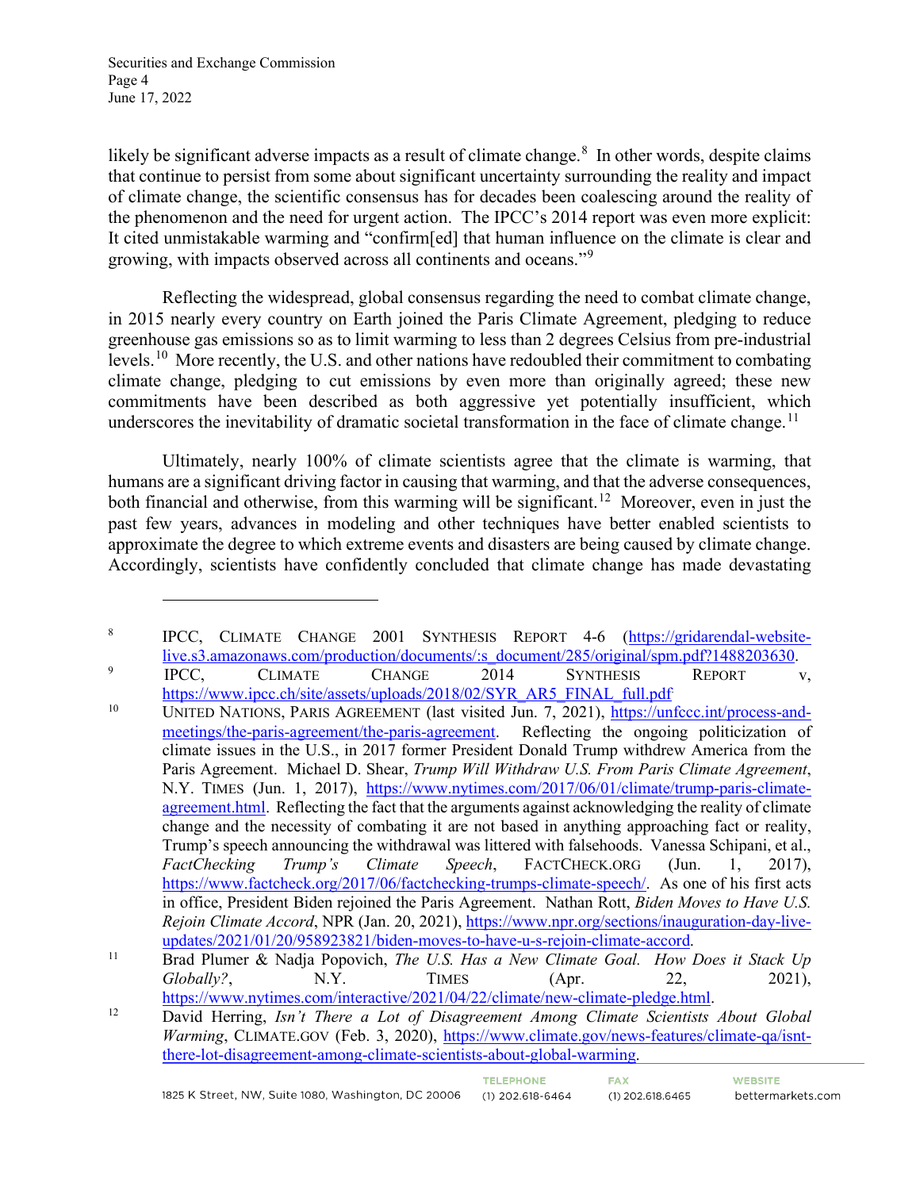likely be significant adverse impacts as a result of climate change.[8] In other words, despite claims that continue to persist from some about significant uncertainty surrounding the reality and impact of climate change, the scientific consensus has for decades been coalescing around the reality of the phenomenon and the need for urgent action. The IPCC's 2014 report was even more explicit: It cited unmistakable warming and "confirm[ed] that human influence on the climate is clear and growing, with impacts observed across all continents and oceans."[9]

Reflecting the widespread, global consensus regarding the need to combat climate change, in 2015 nearly every country on Earth joined the Paris Climate Agreement, pledging to reduce greenhouse gas emissions so as to limit warming to less than 2 degrees Celsius from pre-industrial levels.[10] More recently, the U.S. and other nations have redoubled their commitment to combating climate change, pledging to cut emissions by even more than originally agreed; these new commitments have been described as both aggressive yet potentially insufficient, which underscores the inevitability of dramatic societal transformation in the face of climate change.[11]

Ultimately, nearly 100% of climate scientists agree that the climate is warming, that humans are a significant driving factor in causing that warming, and that the adverse consequences, both financial and otherwise, from this warming will be significant.[12] Moreover, even in just the past few years, advances in modeling and other techniques have better enabled scientists to approximate the degree to which extreme events and disasters are being caused by climate change. Accordingly, scientists have confidently concluded that climate change has made devastating

---

[8] IPCC, CLIMATE CHANGE 2001 SYNTHESIS REPORT 4-6 (https://gridarendal-website-live.s3.amazonaws.com/production/documents/:s_document/285/original/spm.pdf?1488203630.

[9] IPCC, CLIMATE CHANGE 2014 SYNTHESIS REPORT v, https://www.ipcc.ch/site/assets/uploads/2018/02/SYR_AR5_FINAL_full.pdf

[10] UNITED NATIONS, PARIS AGREEMENT (last visited Jun. 7, 2021), https://unfccc.int/process-and-meetings/the-paris-agreement/the-paris-agreement. Reflecting the ongoing politicization of climate issues in the U.S., in 2017 former President Donald Trump withdrew America from the Paris Agreement. Michael D. Shear, *Trump Will Withdraw U.S. From Paris Climate Agreement*, N.Y. TIMES (Jun. 1, 2017), https://www.nytimes.com/2017/06/01/climate/trump-paris-climate-agreement.html. Reflecting the fact that the arguments against acknowledging the reality of climate change and the necessity of combating it are not based in anything approaching fact or reality, Trump's speech announcing the withdrawal was littered with falsehoods. Vanessa Schipani, et al., *FactChecking Trump's Climate Speech*, FACTCHECK.ORG (Jun. 1, 2017), https://www.factcheck.org/2017/06/factchecking-trumps-climate-speech/. As one of his first acts in office, President Biden rejoined the Paris Agreement. Nathan Rott, *Biden Moves to Have U.S. Rejoin Climate Accord*, NPR (Jan. 20, 2021), https://www.npr.org/sections/inauguration-day-live-updates/2021/01/20/958923821/biden-moves-to-have-u-s-rejoin-climate-accord.

[11] Brad Plumer & Nadja Popovich, *The U.S. Has a New Climate Goal. How Does it Stack Up Globally?*, N.Y. TIMES (Apr. 22, 2021), https://www.nytimes.com/interactive/2021/04/22/climate/new-climate-pledge.html.

[12] David Herring, *Isn't There a Lot of Disagreement Among Climate Scientists About Global Warming*, CLIMATE.GOV (Feb. 3, 2020), https://www.climate.gov/news-features/climate-qa/isnt-there-lot-disagreement-among-climate-scientists-about-global-warming.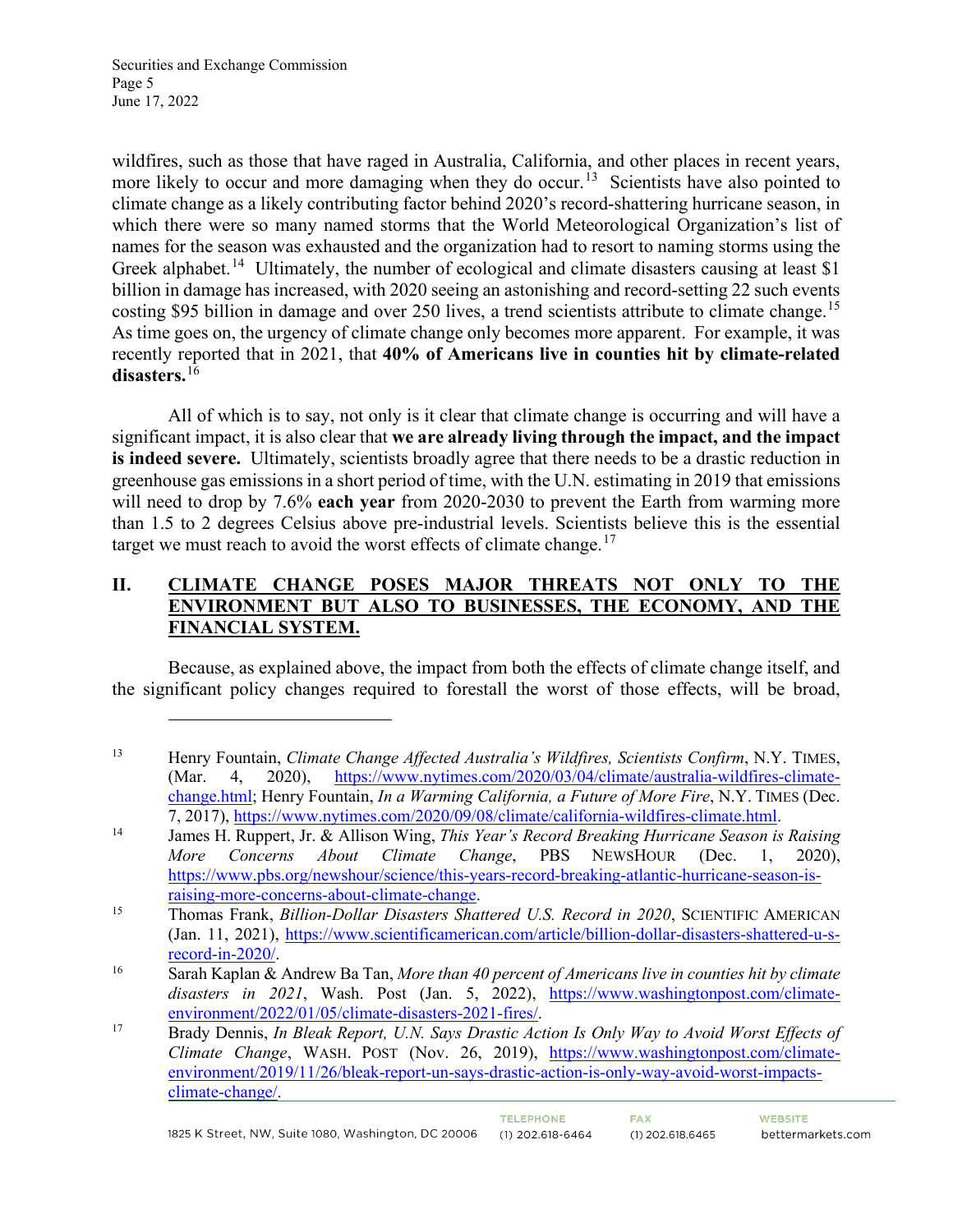wildfires, such as those that have raged in Australia, California, and other places in recent years, more likely to occur and more damaging when they do occur.[13] Scientists have also pointed to climate change as a likely contributing factor behind 2020's record-shattering hurricane season, in which there were so many named storms that the World Meteorological Organization's list of names for the season was exhausted and the organization had to resort to naming storms using the Greek alphabet.[14] Ultimately, the number of ecological and climate disasters causing at least $1 billion in damage has increased, with 2020 seeing an astonishing and record-setting 22 such events costing $95 billion in damage and over 250 lives, a trend scientists attribute to climate change.[15] As time goes on, the urgency of climate change only becomes more apparent. For example, it was recently reported that in 2021, that **40% of Americans live in counties hit by climate-related disasters.**[16]

All of which is to say, not only is it clear that climate change is occurring and will have a significant impact, it is also clear that **we are already living through the impact, and the impact is indeed severe.** Ultimately, scientists broadly agree that there needs to be a drastic reduction in greenhouse gas emissions in a short period of time, with the U.N. estimating in 2019 that emissions will need to drop by 7.6% **each year** from 2020-2030 to prevent the Earth from warming more than 1.5 to 2 degrees Celsius above pre-industrial levels. Scientists believe this is the essential target we must reach to avoid the worst effects of climate change.[17]

## II. CLIMATE CHANGE POSES MAJOR THREATS NOT ONLY TO THE ENVIRONMENT BUT ALSO TO BUSINESSES, THE ECONOMY, AND THE FINANCIAL SYSTEM.

Because, as explained above, the impact from both the effects of climate change itself, and the significant policy changes required to forestall the worst of those effects, will be broad,

---

[13] Henry Fountain, *Climate Change Affected Australia's Wildfires, Scientists Confirm*, N.Y. TIMES, (Mar. 4, 2020), https://www.nytimes.com/2020/03/04/climate/australia-wildfires-climate-change.html; Henry Fountain, *In a Warming California, a Future of More Fire*, N.Y. TIMES (Dec. 7, 2017), https://www.nytimes.com/2020/09/08/climate/california-wildfires-climate.html.

[14] James H. Ruppert, Jr. & Allison Wing, *This Year's Record Breaking Hurricane Season is Raising More Concerns About Climate Change*, PBS NEWSHOUR (Dec. 1, 2020), https://www.pbs.org/newshour/science/this-years-record-breaking-atlantic-hurricane-season-is-raising-more-concerns-about-climate-change.

[15] Thomas Frank, *Billion-Dollar Disasters Shattered U.S. Record in 2020*, SCIENTIFIC AMERICAN (Jan. 11, 2021), https://www.scientificamerican.com/article/billion-dollar-disasters-shattered-u-s-record-in-2020/.

[16] Sarah Kaplan & Andrew Ba Tan, *More than 40 percent of Americans live in counties hit by climate disasters in 2021*, Wash. Post (Jan. 5, 2022), https://www.washingtonpost.com/climate-environment/2022/01/05/climate-disasters-2021-fires/.

[17] Brady Dennis, *In Bleak Report, U.N. Says Drastic Action Is Only Way to Avoid Worst Effects of Climate Change*, WASH. POST (Nov. 26, 2019), https://www.washingtonpost.com/climate-environment/2019/11/26/bleak-report-un-says-drastic-action-is-only-way-avoid-worst-impacts-climate-change/.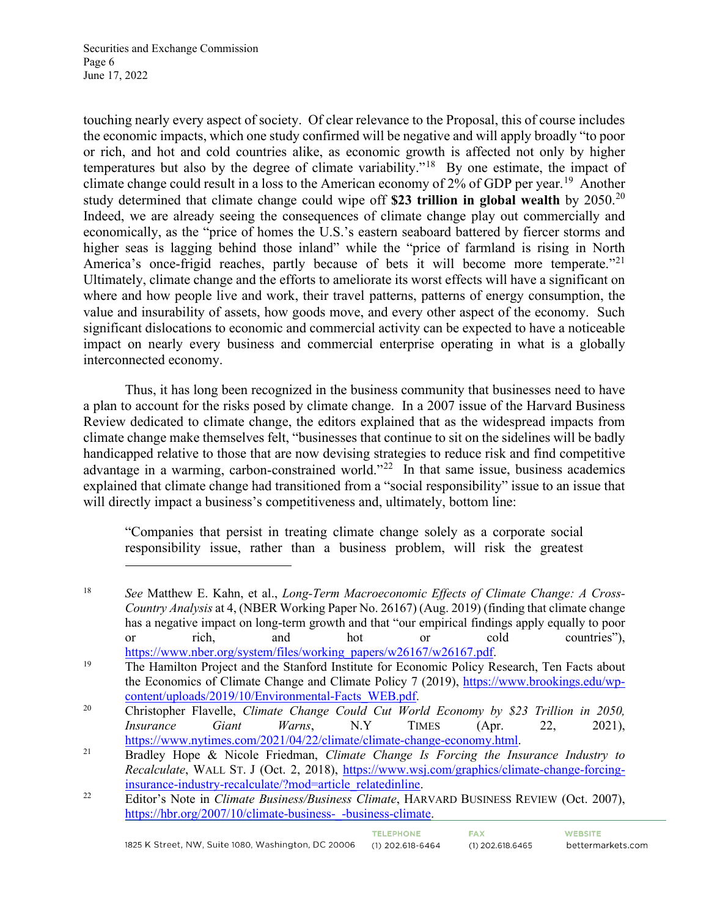touching nearly every aspect of society. Of clear relevance to the Proposal, this of course includes the economic impacts, which one study confirmed will be negative and will apply broadly "to poor or rich, and hot and cold countries alike, as economic growth is affected not only by higher temperatures but also by the degree of climate variability."[18] By one estimate, the impact of climate change could result in a loss to the American economy of 2% of GDP per year.[19] Another study determined that climate change could wipe off **$23 trillion in global wealth** by 2050.[20] Indeed, we are already seeing the consequences of climate change play out commercially and economically, as the "price of homes the U.S.'s eastern seaboard battered by fiercer storms and higher seas is lagging behind those inland" while the "price of farmland is rising in North America's once-frigid reaches, partly because of bets it will become more temperate."[21] Ultimately, climate change and the efforts to ameliorate its worst effects will have a significant on where and how people live and work, their travel patterns, patterns of energy consumption, the value and insurability of assets, how goods move, and every other aspect of the economy. Such significant dislocations to economic and commercial activity can be expected to have a noticeable impact on nearly every business and commercial enterprise operating in what is a globally interconnected economy.

Thus, it has long been recognized in the business community that businesses need to have a plan to account for the risks posed by climate change. In a 2007 issue of the Harvard Business Review dedicated to climate change, the editors explained that as the widespread impacts from climate change make themselves felt, "businesses that continue to sit on the sidelines will be badly handicapped relative to those that are now devising strategies to reduce risk and find competitive advantage in a warming, carbon-constrained world."[22] In that same issue, business academics explained that climate change had transitioned from a "social responsibility" issue to an issue that will directly impact a business's competitiveness and, ultimately, bottom line:

> "Companies that persist in treating climate change solely as a corporate social responsibility issue, rather than a business problem, will risk the greatest

---

[18] *See* Matthew E. Kahn, et al., *Long-Term Macroeconomic Effects of Climate Change: A Cross-Country Analysis* at 4, (NBER Working Paper No. 26167) (Aug. 2019) (finding that climate change has a negative impact on long-term growth and that "our empirical findings apply equally to poor or rich, and hot or cold countries"), https://www.nber.org/system/files/working_papers/w26167/w26167.pdf.

[19] The Hamilton Project and the Stanford Institute for Economic Policy Research, Ten Facts about the Economics of Climate Change and Climate Policy 7 (2019), https://www.brookings.edu/wp-content/uploads/2019/10/Environmental-Facts_WEB.pdf.

[20] Christopher Flavelle, *Climate Change Could Cut World Economy by $23 Trillion in 2050, Insurance Giant Warns*, N.Y TIMES (Apr. 22, 2021), https://www.nytimes.com/2021/04/22/climate/climate-change-economy.html.

[21] Bradley Hope & Nicole Friedman, *Climate Change Is Forcing the Insurance Industry to Recalculate*, WALL ST. J (Oct. 2, 2018), https://www.wsj.com/graphics/climate-change-forcing-insurance-industry-recalculate/?mod=article_relatedinline.

[22] Editor's Note in *Climate Business/Business Climate*, HARVARD BUSINESS REVIEW (Oct. 2007), https://hbr.org/2007/10/climate-business-_-business-climate.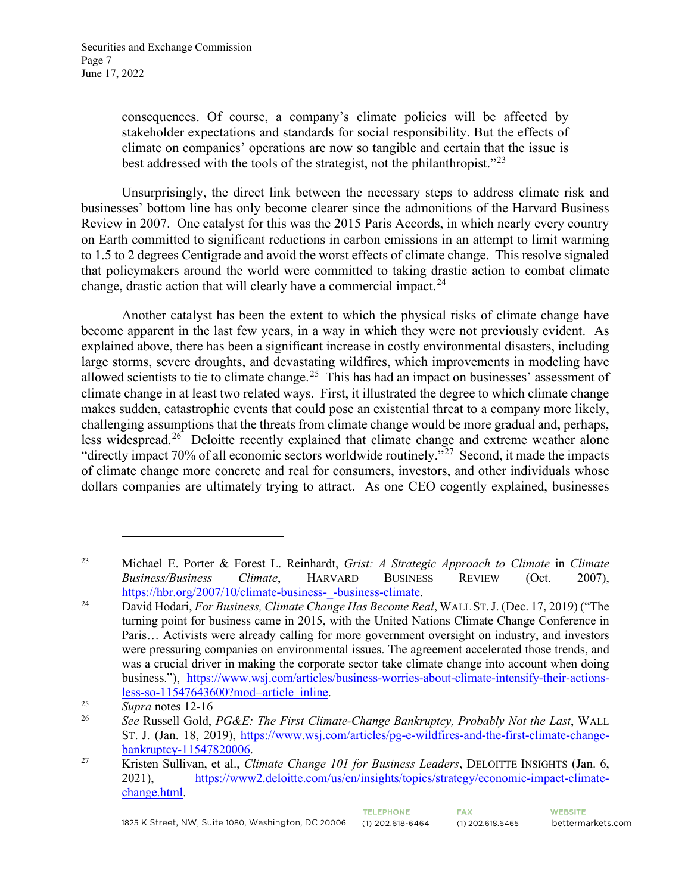consequences. Of course, a company's climate policies will be affected by stakeholder expectations and standards for social responsibility. But the effects of climate on companies' operations are now so tangible and certain that the issue is best addressed with the tools of the strategist, not the philanthropist."[23]

Unsurprisingly, the direct link between the necessary steps to address climate risk and businesses' bottom line has only become clearer since the admonitions of the Harvard Business Review in 2007. One catalyst for this was the 2015 Paris Accords, in which nearly every country on Earth committed to significant reductions in carbon emissions in an attempt to limit warming to 1.5 to 2 degrees Centigrade and avoid the worst effects of climate change. This resolve signaled that policymakers around the world were committed to taking drastic action to combat climate change, drastic action that will clearly have a commercial impact.[24]

Another catalyst has been the extent to which the physical risks of climate change have become apparent in the last few years, in a way in which they were not previously evident. As explained above, there has been a significant increase in costly environmental disasters, including large storms, severe droughts, and devastating wildfires, which improvements in modeling have allowed scientists to tie to climate change.[25] This has had an impact on businesses' assessment of climate change in at least two related ways. First, it illustrated the degree to which climate change makes sudden, catastrophic events that could pose an existential threat to a company more likely, challenging assumptions that the threats from climate change would be more gradual and, perhaps, less widespread.[26] Deloitte recently explained that climate change and extreme weather alone "directly impact 70% of all economic sectors worldwide routinely."[27] Second, it made the impacts of climate change more concrete and real for consumers, investors, and other individuals whose dollars companies are ultimately trying to attract. As one CEO cogently explained, businesses

---

[23] Michael E. Porter & Forest L. Reinhardt, *Grist: A Strategic Approach to Climate* in *Climate Business/Business Climate*, HARVARD BUSINESS REVIEW (Oct. 2007), https://hbr.org/2007/10/climate-business-_-business-climate.

[24] David Hodari, *For Business, Climate Change Has Become Real*, WALL ST. J. (Dec. 17, 2019) ("The turning point for business came in 2015, with the United Nations Climate Change Conference in Paris… Activists were already calling for more government oversight on industry, and investors were pressuring companies on environmental issues. The agreement accelerated those trends, and was a crucial driver in making the corporate sector take climate change into account when doing business."), https://www.wsj.com/articles/business-worries-about-climate-intensify-their-actions-less-so-11547643600?mod=article_inline.

[25] *Supra* notes 12-16

[26] *See* Russell Gold, *PG&E: The First Climate-Change Bankruptcy, Probably Not the Last*, WALL ST. J. (Jan. 18, 2019), https://www.wsj.com/articles/pg-e-wildfires-and-the-first-climate-change-bankruptcy-11547820006.

[27] Kristen Sullivan, et al., *Climate Change 101 for Business Leaders*, DELOITTE INSIGHTS (Jan. 6, 2021), https://www2.deloitte.com/us/en/insights/topics/strategy/economic-impact-climate-change.html.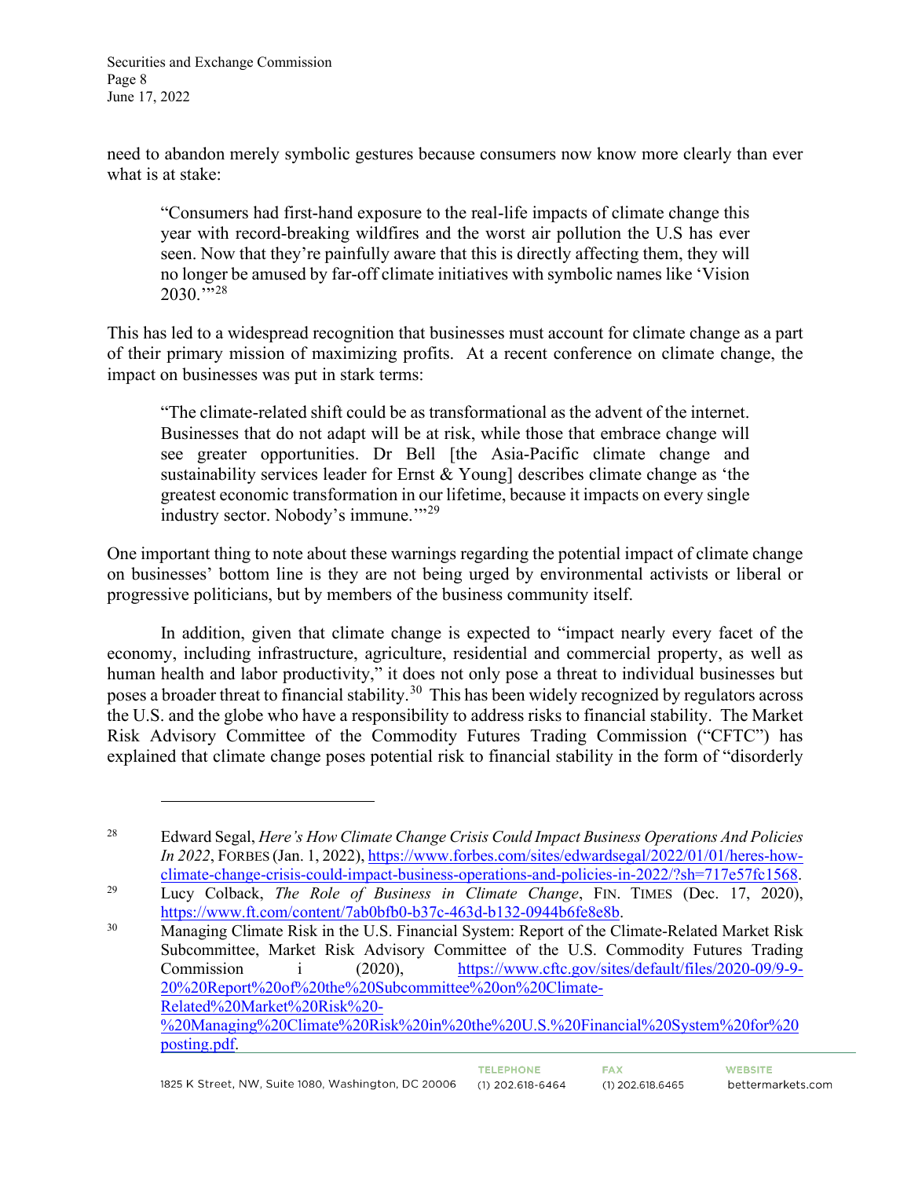need to abandon merely symbolic gestures because consumers now know more clearly than ever what is at stake:

> "Consumers had first-hand exposure to the real-life impacts of climate change this year with record-breaking wildfires and the worst air pollution the U.S has ever seen. Now that they're painfully aware that this is directly affecting them, they will no longer be amused by far-off climate initiatives with symbolic names like 'Vision 2030.'"[28]

This has led to a widespread recognition that businesses must account for climate change as a part of their primary mission of maximizing profits. At a recent conference on climate change, the impact on businesses was put in stark terms:

> "The climate-related shift could be as transformational as the advent of the internet. Businesses that do not adapt will be at risk, while those that embrace change will see greater opportunities. Dr Bell [the Asia-Pacific climate change and sustainability services leader for Ernst & Young] describes climate change as 'the greatest economic transformation in our lifetime, because it impacts on every single industry sector. Nobody's immune.'"[29]

One important thing to note about these warnings regarding the potential impact of climate change on businesses' bottom line is they are not being urged by environmental activists or liberal or progressive politicians, but by members of the business community itself.

In addition, given that climate change is expected to "impact nearly every facet of the economy, including infrastructure, agriculture, residential and commercial property, as well as human health and labor productivity," it does not only pose a threat to individual businesses but poses a broader threat to financial stability.[30] This has been widely recognized by regulators across the U.S. and the globe who have a responsibility to address risks to financial stability. The Market Risk Advisory Committee of the Commodity Futures Trading Commission ("CFTC") has explained that climate change poses potential risk to financial stability in the form of "disorderly

---

[28] Edward Segal, *Here's How Climate Change Crisis Could Impact Business Operations And Policies In 2022*, FORBES (Jan. 1, 2022), https://www.forbes.com/sites/edwardsegal/2022/01/01/heres-how-climate-change-crisis-could-impact-business-operations-and-policies-in-2022/?sh=717e57fc1568.

[29] Lucy Colback, *The Role of Business in Climate Change*, FIN. TIMES (Dec. 17, 2020), https://www.ft.com/content/7ab0bfb0-b37c-463d-b132-0944b6fe8e8b.

[30] Managing Climate Risk in the U.S. Financial System: Report of the Climate-Related Market Risk Subcommittee, Market Risk Advisory Committee of the U.S. Commodity Futures Trading Commission i (2020), https://www.cftc.gov/sites/default/files/2020-09/9-9-20%20Report%20of%20the%20Subcommittee%20on%20Climate-Related%20Market%20Risk%20-%20Managing%20Climate%20Risk%20in%20the%20U.S.%20Financial%20System%20for%20posting.pdf.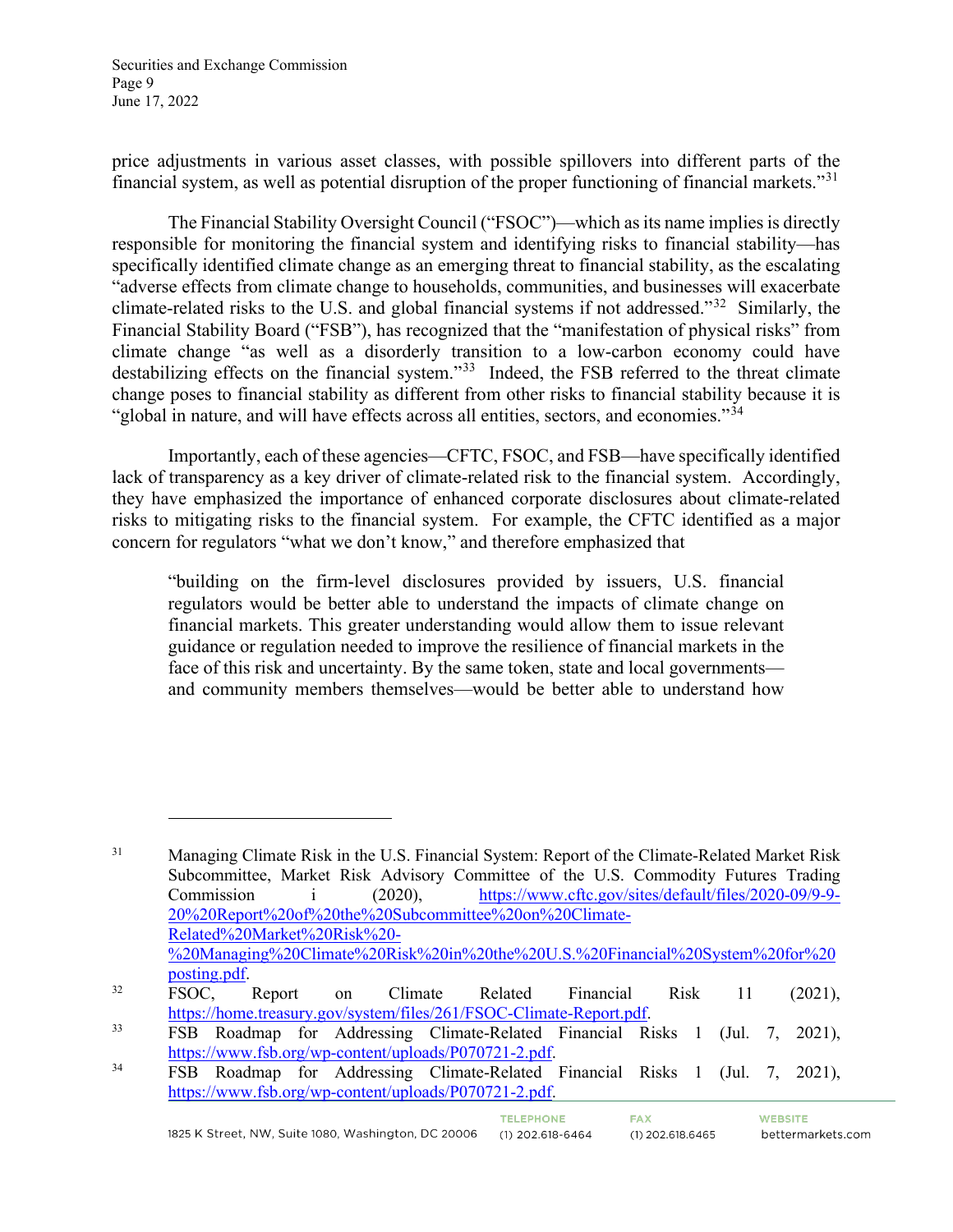price adjustments in various asset classes, with possible spillovers into different parts of the financial system, as well as potential disruption of the proper functioning of financial markets."[31]

The Financial Stability Oversight Council ("FSOC")—which as its name implies is directly responsible for monitoring the financial system and identifying risks to financial stability—has specifically identified climate change as an emerging threat to financial stability, as the escalating "adverse effects from climate change to households, communities, and businesses will exacerbate climate-related risks to the U.S. and global financial systems if not addressed."[32] Similarly, the Financial Stability Board ("FSB"), has recognized that the "manifestation of physical risks" from climate change "as well as a disorderly transition to a low-carbon economy could have destabilizing effects on the financial system."[33] Indeed, the FSB referred to the threat climate change poses to financial stability as different from other risks to financial stability because it is "global in nature, and will have effects across all entities, sectors, and economies."[34]

Importantly, each of these agencies—CFTC, FSOC, and FSB—have specifically identified lack of transparency as a key driver of climate-related risk to the financial system. Accordingly, they have emphasized the importance of enhanced corporate disclosures about climate-related risks to mitigating risks to the financial system. For example, the CFTC identified as a major concern for regulators "what we don't know," and therefore emphasized that

> "building on the firm-level disclosures provided by issuers, U.S. financial regulators would be better able to understand the impacts of climate change on financial markets. This greater understanding would allow them to issue relevant guidance or regulation needed to improve the resilience of financial markets in the face of this risk and uncertainty. By the same token, state and local governments—and community members themselves—would be better able to understand how

---

[31] Managing Climate Risk in the U.S. Financial System: Report of the Climate-Related Market Risk Subcommittee, Market Risk Advisory Committee of the U.S. Commodity Futures Trading Commission i (2020), https://www.cftc.gov/sites/default/files/2020-09/9-9-20%20Report%20of%20the%20Subcommittee%20on%20Climate-Related%20Market%20Risk%20-%20Managing%20Climate%20Risk%20in%20the%20U.S.%20Financial%20System%20for%20posting.pdf.

[32] FSOC, Report on Climate Related Financial Risk 11 (2021), https://home.treasury.gov/system/files/261/FSOC-Climate-Report.pdf.

[33] FSB Roadmap for Addressing Climate-Related Financial Risks 1 (Jul. 7, 2021), https://www.fsb.org/wp-content/uploads/P070721-2.pdf.

[34] FSB Roadmap for Addressing Climate-Related Financial Risks 1 (Jul. 7, 2021), https://www.fsb.org/wp-content/uploads/P070721-2.pdf.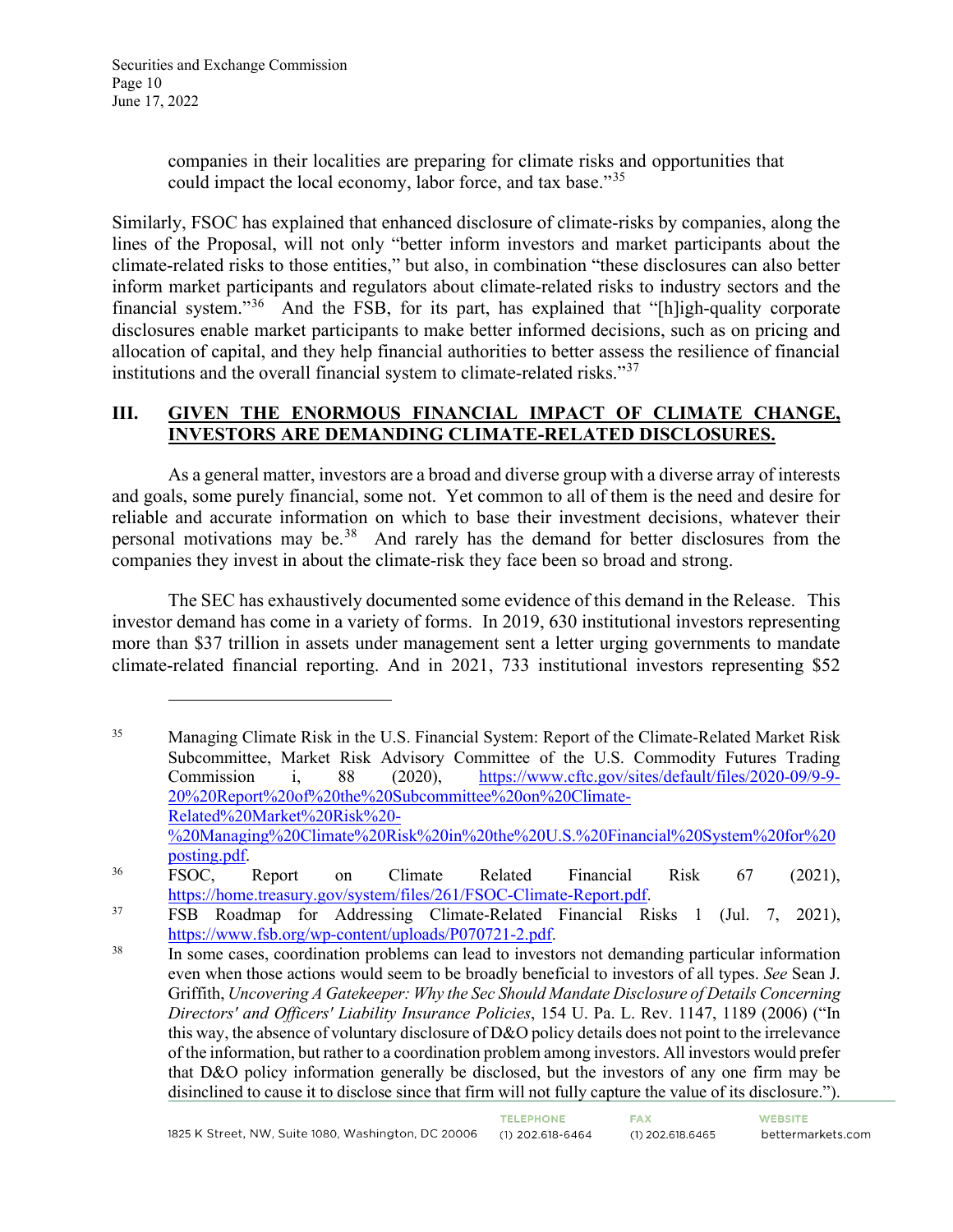companies in their localities are preparing for climate risks and opportunities that could impact the local economy, labor force, and tax base."[35]

Similarly, FSOC has explained that enhanced disclosure of climate-risks by companies, along the lines of the Proposal, will not only "better inform investors and market participants about the climate-related risks to those entities," but also, in combination "these disclosures can also better inform market participants and regulators about climate-related risks to industry sectors and the financial system."[36] And the FSB, for its part, has explained that "[h]igh-quality corporate disclosures enable market participants to make better informed decisions, such as on pricing and allocation of capital, and they help financial authorities to better assess the resilience of financial institutions and the overall financial system to climate-related risks."[37]

## III. GIVEN THE ENORMOUS FINANCIAL IMPACT OF CLIMATE CHANGE, INVESTORS ARE DEMANDING CLIMATE-RELATED DISCLOSURES.

As a general matter, investors are a broad and diverse group with a diverse array of interests and goals, some purely financial, some not. Yet common to all of them is the need and desire for reliable and accurate information on which to base their investment decisions, whatever their personal motivations may be.[38] And rarely has the demand for better disclosures from the companies they invest in about the climate-risk they face been so broad and strong.

The SEC has exhaustively documented some evidence of this demand in the Release. This investor demand has come in a variety of forms. In 2019, 630 institutional investors representing more than $37 trillion in assets under management sent a letter urging governments to mandate climate-related financial reporting. And in 2021, 733 institutional investors representing $52

---

[35] Managing Climate Risk in the U.S. Financial System: Report of the Climate-Related Market Risk Subcommittee, Market Risk Advisory Committee of the U.S. Commodity Futures Trading Commission i, 88 (2020), https://www.cftc.gov/sites/default/files/2020-09/9-9-20%20Report%20of%20the%20Subcommittee%20on%20Climate-Related%20Market%20Risk%20-%20Managing%20Climate%20Risk%20in%20the%20U.S.%20Financial%20System%20for%20posting.pdf.

[36] FSOC, Report on Climate Related Financial Risk 67 (2021), https://home.treasury.gov/system/files/261/FSOC-Climate-Report.pdf.

[37] FSB Roadmap for Addressing Climate-Related Financial Risks 1 (Jul. 7, 2021), https://www.fsb.org/wp-content/uploads/P070721-2.pdf.

[38] In some cases, coordination problems can lead to investors not demanding particular information even when those actions would seem to be broadly beneficial to investors of all types. *See* Sean J. Griffith, *Uncovering A Gatekeeper: Why the Sec Should Mandate Disclosure of Details Concerning Directors' and Officers' Liability Insurance Policies*, 154 U. Pa. L. Rev. 1147, 1189 (2006) ("In this way, the absence of voluntary disclosure of D&O policy details does not point to the irrelevance of the information, but rather to a coordination problem among investors. All investors would prefer that D&O policy information generally be disclosed, but the investors of any one firm may be disinclined to cause it to disclose since that firm will not fully capture the value of its disclosure.").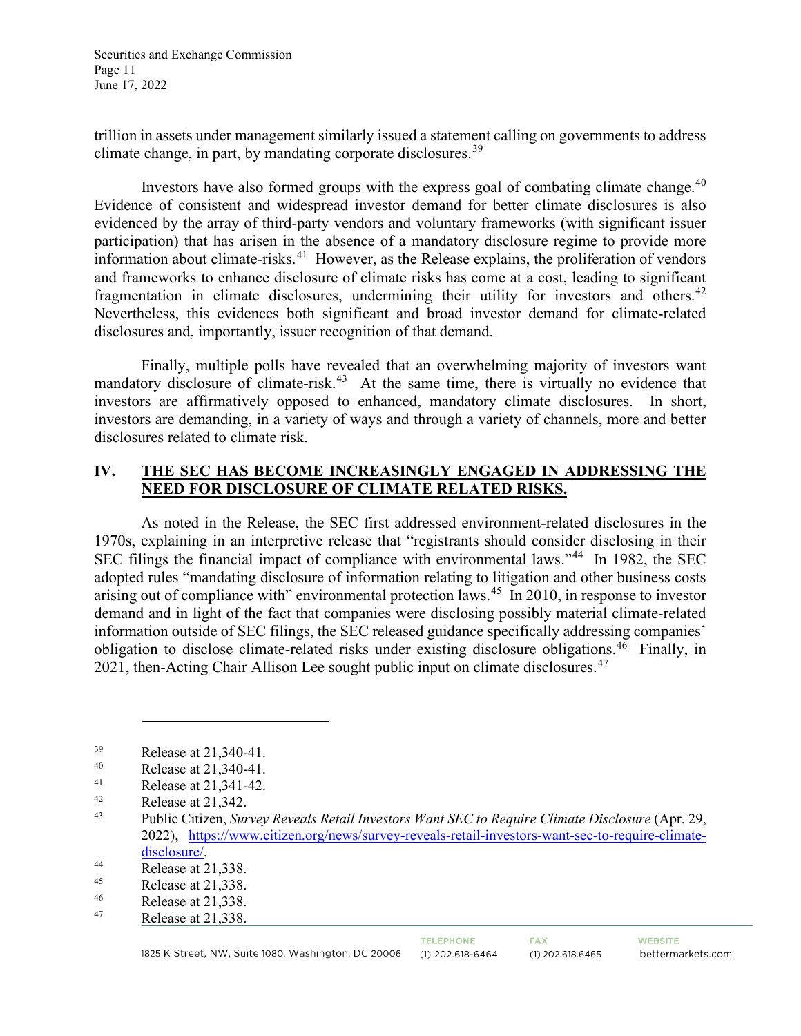trillion in assets under management similarly issued a statement calling on governments to address climate change, in part, by mandating corporate disclosures.[39]

Investors have also formed groups with the express goal of combating climate change.[40] Evidence of consistent and widespread investor demand for better climate disclosures is also evidenced by the array of third-party vendors and voluntary frameworks (with significant issuer participation) that has arisen in the absence of a mandatory disclosure regime to provide more information about climate-risks.[41] However, as the Release explains, the proliferation of vendors and frameworks to enhance disclosure of climate risks has come at a cost, leading to significant fragmentation in climate disclosures, undermining their utility for investors and others.[42] Nevertheless, this evidences both significant and broad investor demand for climate-related disclosures and, importantly, issuer recognition of that demand.

Finally, multiple polls have revealed that an overwhelming majority of investors want mandatory disclosure of climate-risk.[43] At the same time, there is virtually no evidence that investors are affirmatively opposed to enhanced, mandatory climate disclosures. In short, investors are demanding, in a variety of ways and through a variety of channels, more and better disclosures related to climate risk.

## IV. THE SEC HAS BECOME INCREASINGLY ENGAGED IN ADDRESSING THE NEED FOR DISCLOSURE OF CLIMATE RELATED RISKS.

As noted in the Release, the SEC first addressed environment-related disclosures in the 1970s, explaining in an interpretive release that "registrants should consider disclosing in their SEC filings the financial impact of compliance with environmental laws."[44] In 1982, the SEC adopted rules "mandating disclosure of information relating to litigation and other business costs arising out of compliance with" environmental protection laws.[45] In 2010, in response to investor demand and in light of the fact that companies were disclosing possibly material climate-related information outside of SEC filings, the SEC released guidance specifically addressing companies' obligation to disclose climate-related risks under existing disclosure obligations.[46] Finally, in 2021, then-Acting Chair Allison Lee sought public input on climate disclosures.[47]

---

[39] Release at 21,340-41.

[40] Release at 21,340-41.

[41] Release at 21,341-42.

[42] Release at 21,342.

[43] Public Citizen, *Survey Reveals Retail Investors Want SEC to Require Climate Disclosure* (Apr. 29, 2022), https://www.citizen.org/news/survey-reveals-retail-investors-want-sec-to-require-climate-disclosure/.

[44] Release at 21,338.

[45] Release at 21,338.

[46] Release at 21,338.

[47] Release at 21,338.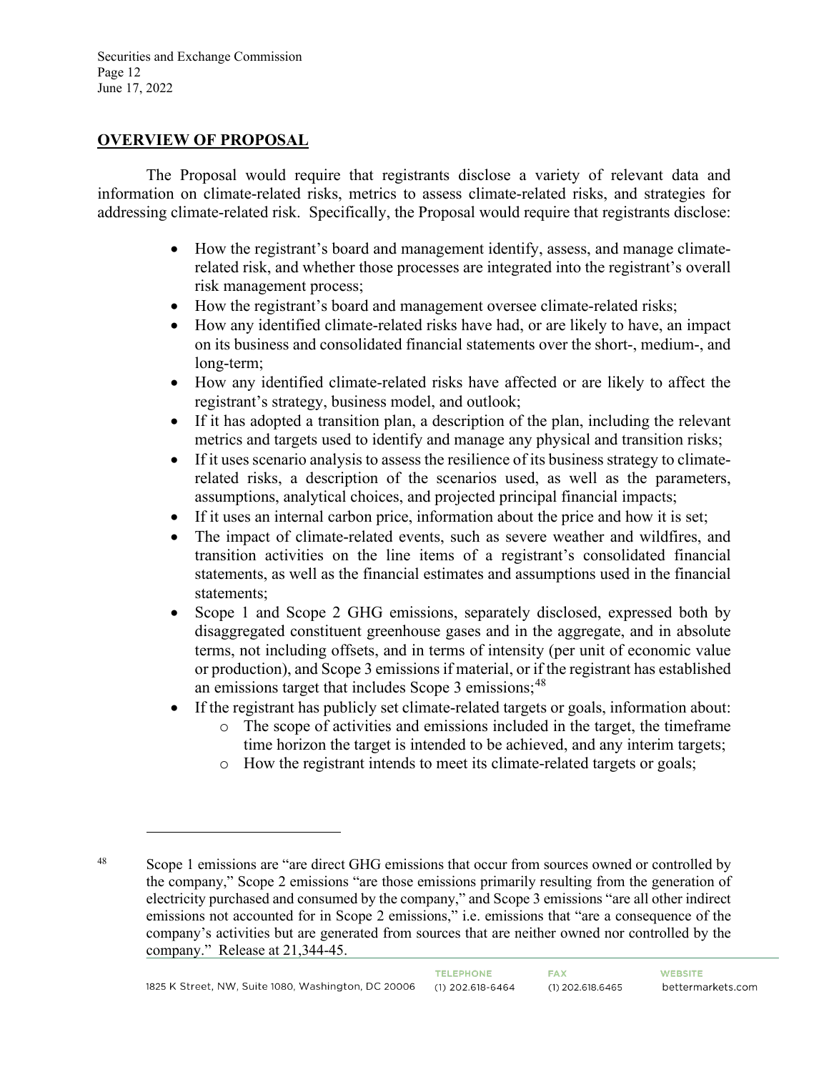## OVERVIEW OF PROPOSAL

The Proposal would require that registrants disclose a variety of relevant data and information on climate-related risks, metrics to assess climate-related risks, and strategies for addressing climate-related risk. Specifically, the Proposal would require that registrants disclose:

- How the registrant's board and management identify, assess, and manage climate-related risk, and whether those processes are integrated into the registrant's overall risk management process;
- How the registrant's board and management oversee climate-related risks;
- How any identified climate-related risks have had, or are likely to have, an impact on its business and consolidated financial statements over the short-, medium-, and long-term;
- How any identified climate-related risks have affected or are likely to affect the registrant's strategy, business model, and outlook;
- If it has adopted a transition plan, a description of the plan, including the relevant metrics and targets used to identify and manage any physical and transition risks;
- If it uses scenario analysis to assess the resilience of its business strategy to climate-related risks, a description of the scenarios used, as well as the parameters, assumptions, analytical choices, and projected principal financial impacts;
- If it uses an internal carbon price, information about the price and how it is set;
- The impact of climate-related events, such as severe weather and wildfires, and transition activities on the line items of a registrant's consolidated financial statements, as well as the financial estimates and assumptions used in the financial statements;
- Scope 1 and Scope 2 GHG emissions, separately disclosed, expressed both by disaggregated constituent greenhouse gases and in the aggregate, and in absolute terms, not including offsets, and in terms of intensity (per unit of economic value or production), and Scope 3 emissions if material, or if the registrant has established an emissions target that includes Scope 3 emissions;[48]
- If the registrant has publicly set climate-related targets or goals, information about:
  - The scope of activities and emissions included in the target, the timeframe time horizon the target is intended to be achieved, and any interim targets;
  - How the registrant intends to meet its climate-related targets or goals;

---

[48] Scope 1 emissions are "are direct GHG emissions that occur from sources owned or controlled by the company," Scope 2 emissions "are those emissions primarily resulting from the generation of electricity purchased and consumed by the company," and Scope 3 emissions "are all other indirect emissions not accounted for in Scope 2 emissions," i.e. emissions that "are a consequence of the company's activities but are generated from sources that are neither owned nor controlled by the company." Release at 21,344-45.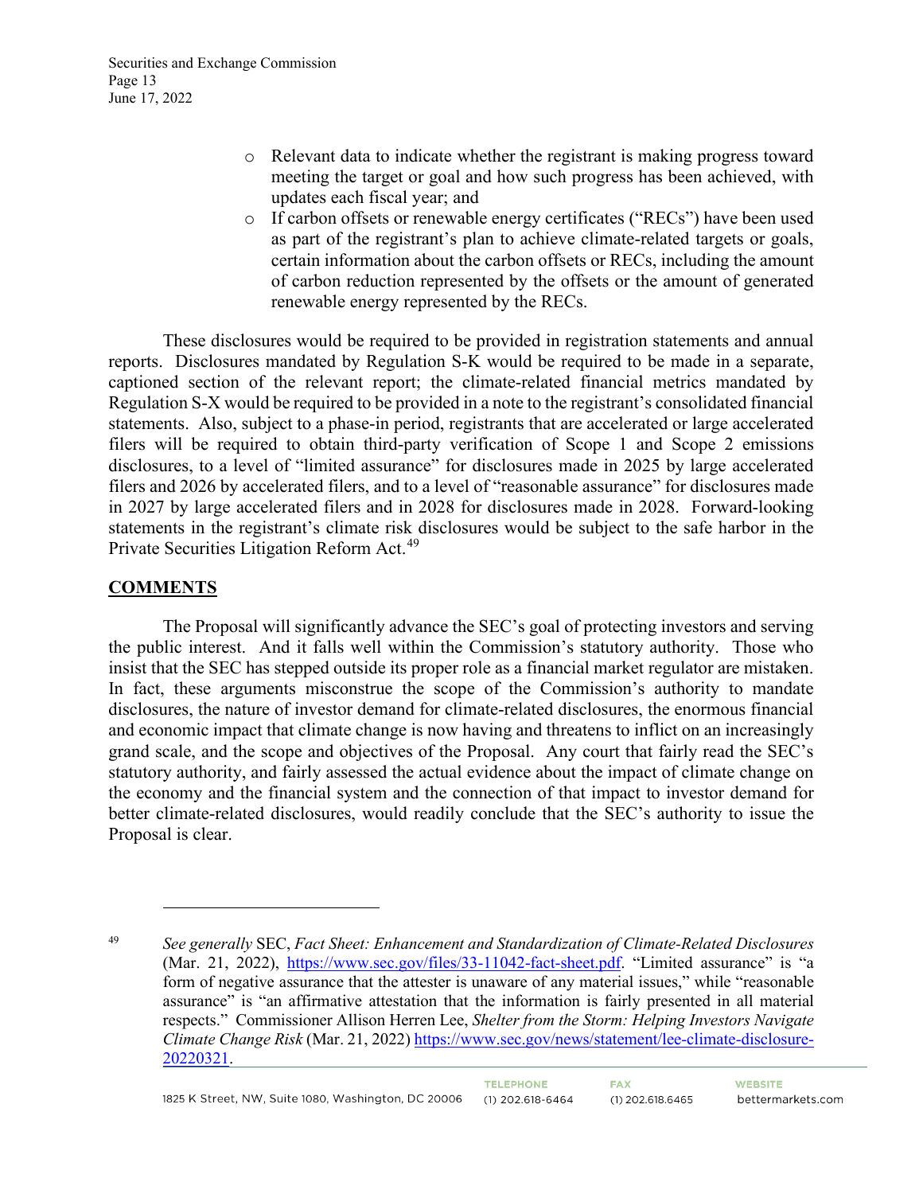- Relevant data to indicate whether the registrant is making progress toward meeting the target or goal and how such progress has been achieved, with updates each fiscal year; and
- If carbon offsets or renewable energy certificates ("RECs") have been used as part of the registrant's plan to achieve climate-related targets or goals, certain information about the carbon offsets or RECs, including the amount of carbon reduction represented by the offsets or the amount of generated renewable energy represented by the RECs.

These disclosures would be required to be provided in registration statements and annual reports. Disclosures mandated by Regulation S-K would be required to be made in a separate, captioned section of the relevant report; the climate-related financial metrics mandated by Regulation S-X would be required to be provided in a note to the registrant's consolidated financial statements. Also, subject to a phase-in period, registrants that are accelerated or large accelerated filers will be required to obtain third-party verification of Scope 1 and Scope 2 emissions disclosures, to a level of "limited assurance" for disclosures made in 2025 by large accelerated filers and 2026 by accelerated filers, and to a level of "reasonable assurance" for disclosures made in 2027 by large accelerated filers and in 2028 for disclosures made in 2028. Forward-looking statements in the registrant's climate risk disclosures would be subject to the safe harbor in the Private Securities Litigation Reform Act.[49]

## COMMENTS

The Proposal will significantly advance the SEC's goal of protecting investors and serving the public interest. And it falls well within the Commission's statutory authority. Those who insist that the SEC has stepped outside its proper role as a financial market regulator are mistaken. In fact, these arguments misconstrue the scope of the Commission's authority to mandate disclosures, the nature of investor demand for climate-related disclosures, the enormous financial and economic impact that climate change is now having and threatens to inflict on an increasingly grand scale, and the scope and objectives of the Proposal. Any court that fairly read the SEC's statutory authority, and fairly assessed the actual evidence about the impact of climate change on the economy and the financial system and the connection of that impact to investor demand for better climate-related disclosures, would readily conclude that the SEC's authority to issue the Proposal is clear.

---

[49] *See generally* SEC, *Fact Sheet: Enhancement and Standardization of Climate-Related Disclosures* (Mar. 21, 2022), https://www.sec.gov/files/33-11042-fact-sheet.pdf. "Limited assurance" is "a form of negative assurance that the attester is unaware of any material issues," while "reasonable assurance" is "an affirmative attestation that the information is fairly presented in all material respects." Commissioner Allison Herren Lee, *Shelter from the Storm: Helping Investors Navigate Climate Change Risk* (Mar. 21, 2022) https://www.sec.gov/news/statement/lee-climate-disclosure-20220321.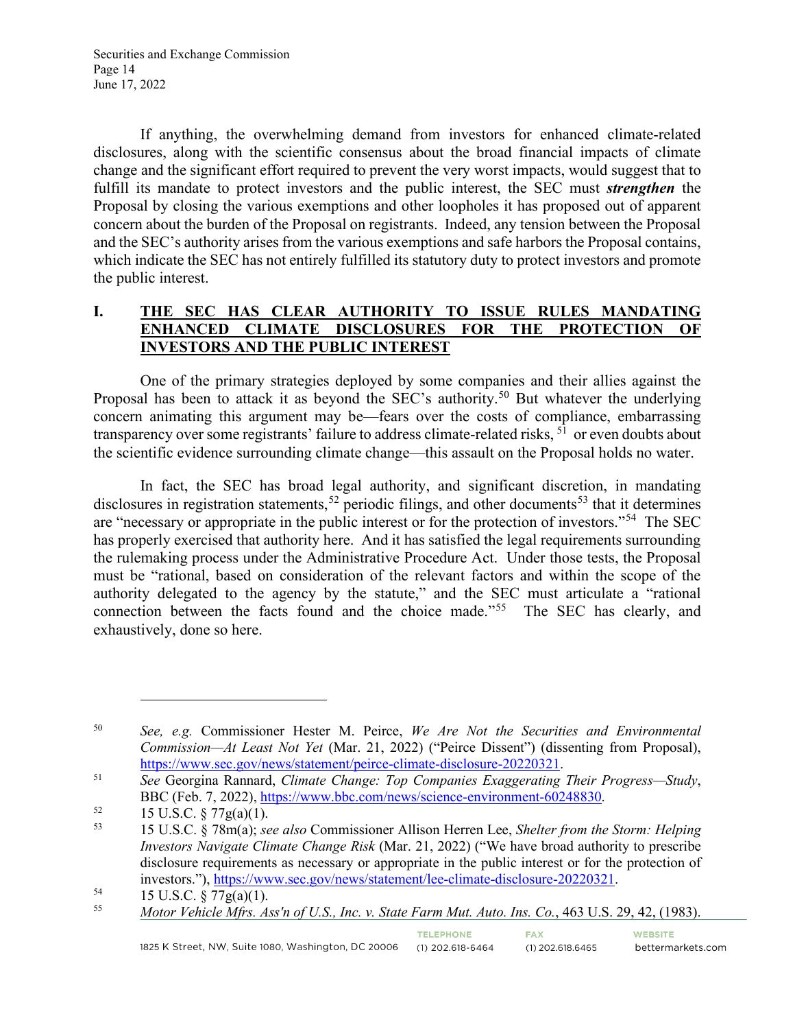If anything, the overwhelming demand from investors for enhanced climate-related disclosures, along with the scientific consensus about the broad financial impacts of climate change and the significant effort required to prevent the very worst impacts, would suggest that to fulfill its mandate to protect investors and the public interest, the SEC must ***strengthen*** the Proposal by closing the various exemptions and other loopholes it has proposed out of apparent concern about the burden of the Proposal on registrants. Indeed, any tension between the Proposal and the SEC's authority arises from the various exemptions and safe harbors the Proposal contains, which indicate the SEC has not entirely fulfilled its statutory duty to protect investors and promote the public interest.

## I. THE SEC HAS CLEAR AUTHORITY TO ISSUE RULES MANDATING ENHANCED CLIMATE DISCLOSURES FOR THE PROTECTION OF INVESTORS AND THE PUBLIC INTEREST

One of the primary strategies deployed by some companies and their allies against the Proposal has been to attack it as beyond the SEC's authority.[50] But whatever the underlying concern animating this argument may be—fears over the costs of compliance, embarrassing transparency over some registrants' failure to address climate-related risks,[51] or even doubts about the scientific evidence surrounding climate change—this assault on the Proposal holds no water.

In fact, the SEC has broad legal authority, and significant discretion, in mandating disclosures in registration statements,[52] periodic filings, and other documents[53] that it determines are "necessary or appropriate in the public interest or for the protection of investors."[54] The SEC has properly exercised that authority here. And it has satisfied the legal requirements surrounding the rulemaking process under the Administrative Procedure Act. Under those tests, the Proposal must be "rational, based on consideration of the relevant factors and within the scope of the authority delegated to the agency by the statute," and the SEC must articulate a "rational connection between the facts found and the choice made."[55] The SEC has clearly, and exhaustively, done so here.

---

[50] *See, e.g.* Commissioner Hester M. Peirce, *We Are Not the Securities and Environmental Commission—At Least Not Yet* (Mar. 21, 2022) ("Peirce Dissent") (dissenting from Proposal), https://www.sec.gov/news/statement/peirce-climate-disclosure-20220321.

[51] *See* Georgina Rannard, *Climate Change: Top Companies Exaggerating Their Progress—Study*, BBC (Feb. 7, 2022), https://www.bbc.com/news/science-environment-60248830.

[52] 15 U.S.C. § 77g(a)(1).

[53] 15 U.S.C. § 78m(a); *see also* Commissioner Allison Herren Lee, *Shelter from the Storm: Helping Investors Navigate Climate Change Risk* (Mar. 21, 2022) ("We have broad authority to prescribe disclosure requirements as necessary or appropriate in the public interest or for the protection of investors."), https://www.sec.gov/news/statement/lee-climate-disclosure-20220321.

[54] 15 U.S.C. § 77g(a)(1).

[55] *Motor Vehicle Mfrs. Ass'n of U.S., Inc. v. State Farm Mut. Auto. Ins. Co.*, 463 U.S. 29, 42, (1983).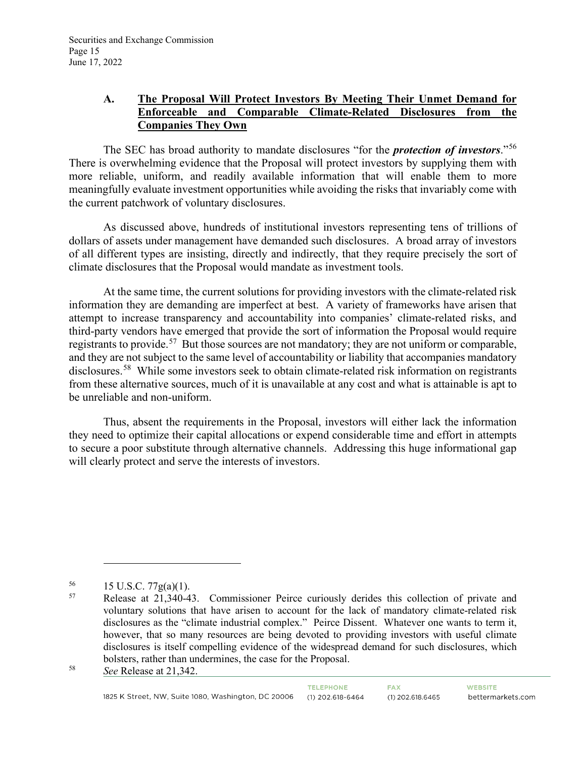### A. **The Proposal Will Protect Investors By Meeting Their Unmet Demand for Enforceable and Comparable Climate-Related Disclosures from the Companies They Own**

The SEC has broad authority to mandate disclosures "for the ***protection of investors***."[56] There is overwhelming evidence that the Proposal will protect investors by supplying them with more reliable, uniform, and readily available information that will enable them to more meaningfully evaluate investment opportunities while avoiding the risks that invariably come with the current patchwork of voluntary disclosures.

As discussed above, hundreds of institutional investors representing tens of trillions of dollars of assets under management have demanded such disclosures. A broad array of investors of all different types are insisting, directly and indirectly, that they require precisely the sort of climate disclosures that the Proposal would mandate as investment tools.

At the same time, the current solutions for providing investors with the climate-related risk information they are demanding are imperfect at best. A variety of frameworks have arisen that attempt to increase transparency and accountability into companies' climate-related risks, and third-party vendors have emerged that provide the sort of information the Proposal would require registrants to provide.[57] But those sources are not mandatory; they are not uniform or comparable, and they are not subject to the same level of accountability or liability that accompanies mandatory disclosures.[58] While some investors seek to obtain climate-related risk information on registrants from these alternative sources, much of it is unavailable at any cost and what is attainable is apt to be unreliable and non-uniform.

Thus, absent the requirements in the Proposal, investors will either lack the information they need to optimize their capital allocations or expend considerable time and effort in attempts to secure a poor substitute through alternative channels. Addressing this huge informational gap will clearly protect and serve the interests of investors.

---

[56] 15 U.S.C. 77g(a)(1).

[57] Release at 21,340-43. Commissioner Peirce curiously derides this collection of private and voluntary solutions that have arisen to account for the lack of mandatory climate-related risk disclosures as the "climate industrial complex." Peirce Dissent. Whatever one wants to term it, however, that so many resources are being devoted to providing investors with useful climate disclosures is itself compelling evidence of the widespread demand for such disclosures, which bolsters, rather than undermines, the case for the Proposal.

[58] *See* Release at 21,342.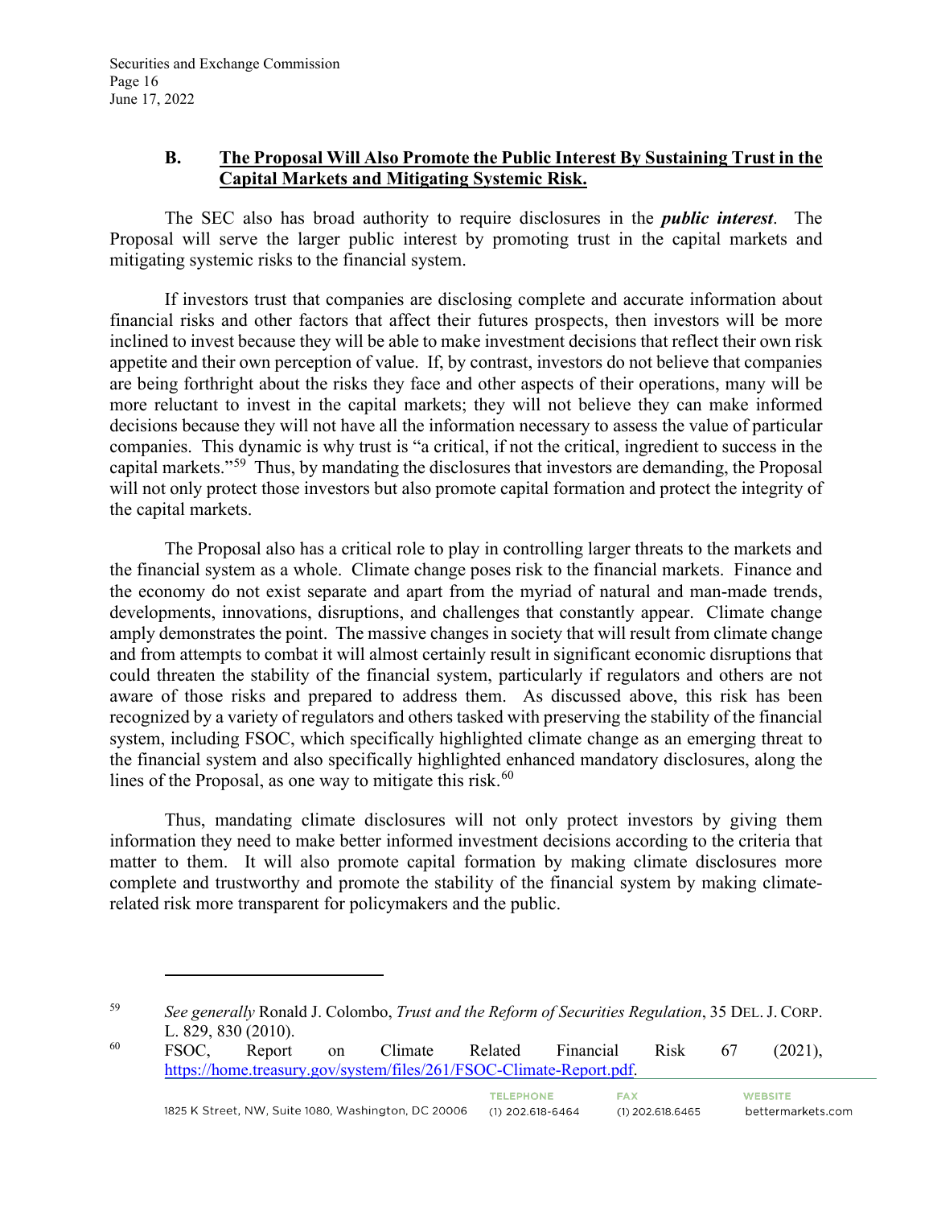### B. The Proposal Will Also Promote the Public Interest By Sustaining Trust in the Capital Markets and Mitigating Systemic Risk.

The SEC also has broad authority to require disclosures in the ***public interest***. The Proposal will serve the larger public interest by promoting trust in the capital markets and mitigating systemic risks to the financial system.

If investors trust that companies are disclosing complete and accurate information about financial risks and other factors that affect their futures prospects, then investors will be more inclined to invest because they will be able to make investment decisions that reflect their own risk appetite and their own perception of value. If, by contrast, investors do not believe that companies are being forthright about the risks they face and other aspects of their operations, many will be more reluctant to invest in the capital markets; they will not believe they can make informed decisions because they will not have all the information necessary to assess the value of particular companies. This dynamic is why trust is "a critical, if not the critical, ingredient to success in the capital markets."[59] Thus, by mandating the disclosures that investors are demanding, the Proposal will not only protect those investors but also promote capital formation and protect the integrity of the capital markets.

The Proposal also has a critical role to play in controlling larger threats to the markets and the financial system as a whole. Climate change poses risk to the financial markets. Finance and the economy do not exist separate and apart from the myriad of natural and man-made trends, developments, innovations, disruptions, and challenges that constantly appear. Climate change amply demonstrates the point. The massive changes in society that will result from climate change and from attempts to combat it will almost certainly result in significant economic disruptions that could threaten the stability of the financial system, particularly if regulators and others are not aware of those risks and prepared to address them. As discussed above, this risk has been recognized by a variety of regulators and others tasked with preserving the stability of the financial system, including FSOC, which specifically highlighted climate change as an emerging threat to the financial system and also specifically highlighted enhanced mandatory disclosures, along the lines of the Proposal, as one way to mitigate this risk.[60]

Thus, mandating climate disclosures will not only protect investors by giving them information they need to make better informed investment decisions according to the criteria that matter to them. It will also promote capital formation by making climate disclosures more complete and trustworthy and promote the stability of the financial system by making climate-related risk more transparent for policymakers and the public.

---

[59] *See generally* Ronald J. Colombo, *Trust and the Reform of Securities Regulation*, 35 DEL. J. CORP. L. 829, 830 (2010).

[60] FSOC, Report on Climate Related Financial Risk 67 (2021), https://home.treasury.gov/system/files/261/FSOC-Climate-Report.pdf.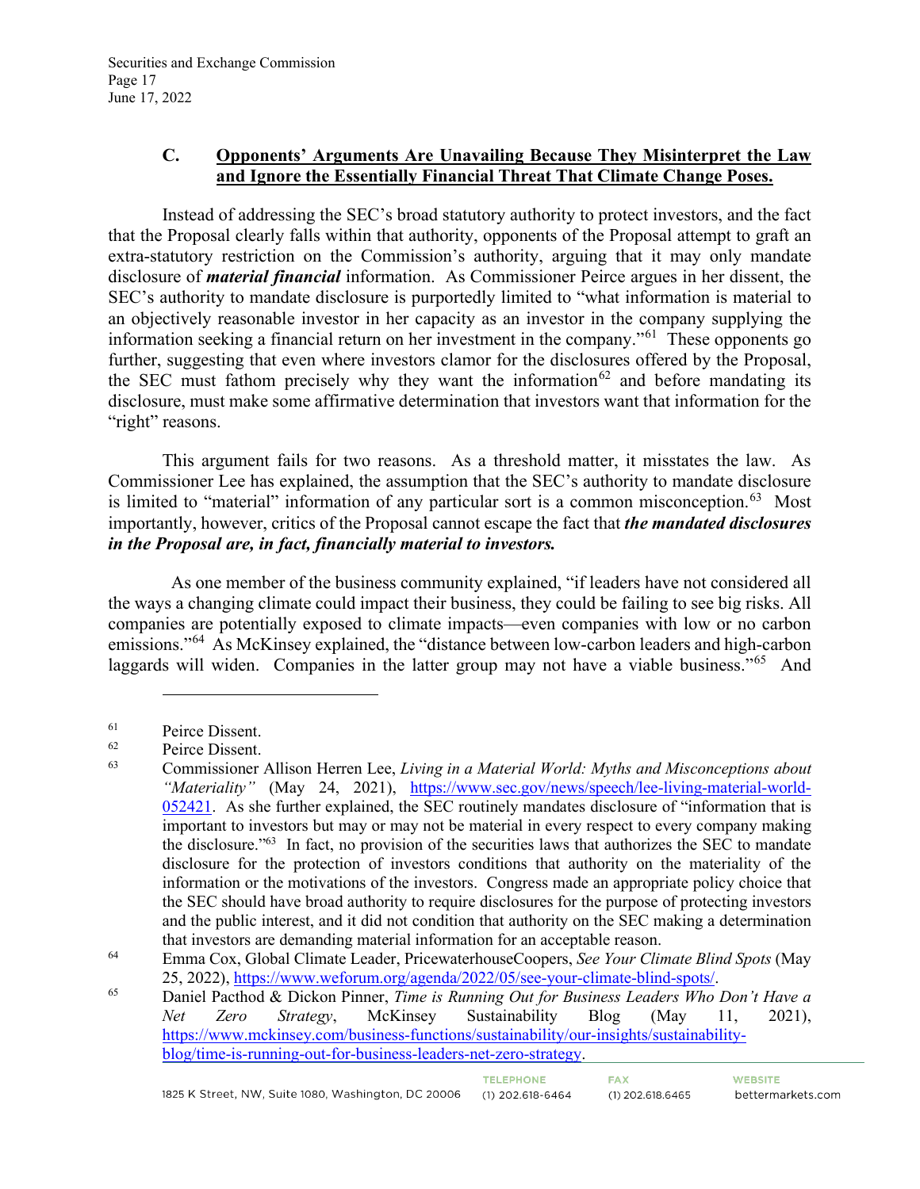### C. Opponents' Arguments Are Unavailing Because They Misinterpret the Law and Ignore the Essentially Financial Threat That Climate Change Poses.

Instead of addressing the SEC's broad statutory authority to protect investors, and the fact that the Proposal clearly falls within that authority, opponents of the Proposal attempt to graft an extra-statutory restriction on the Commission's authority, arguing that it may only mandate disclosure of ***material financial*** information. As Commissioner Peirce argues in her dissent, the SEC's authority to mandate disclosure is purportedly limited to "what information is material to an objectively reasonable investor in her capacity as an investor in the company supplying the information seeking a financial return on her investment in the company."[61] These opponents go further, suggesting that even where investors clamor for the disclosures offered by the Proposal, the SEC must fathom precisely why they want the information[62] and before mandating its disclosure, must make some affirmative determination that investors want that information for the "right" reasons.

This argument fails for two reasons. As a threshold matter, it misstates the law. As Commissioner Lee has explained, the assumption that the SEC's authority to mandate disclosure is limited to "material" information of any particular sort is a common misconception.[63] Most importantly, however, critics of the Proposal cannot escape the fact that ***the mandated disclosures in the Proposal are, in fact, financially material to investors.***

As one member of the business community explained, "if leaders have not considered all the ways a changing climate could impact their business, they could be failing to see big risks. All companies are potentially exposed to climate impacts—even companies with low or no carbon emissions."[64] As McKinsey explained, the "distance between low-carbon leaders and high-carbon laggards will widen. Companies in the latter group may not have a viable business."[65] And

---

[61] Peirce Dissent.

[62] Peirce Dissent.

[63] Commissioner Allison Herren Lee, *Living in a Material World: Myths and Misconceptions about "Materiality"* (May 24, 2021), https://www.sec.gov/news/speech/lee-living-material-world-052421. As she further explained, the SEC routinely mandates disclosure of "information that is important to investors but may or may not be material in every respect to every company making the disclosure."[63] In fact, no provision of the securities laws that authorizes the SEC to mandate disclosure for the protection of investors conditions that authority on the materiality of the information or the motivations of the investors. Congress made an appropriate policy choice that the SEC should have broad authority to require disclosures for the purpose of protecting investors and the public interest, and it did not condition that authority on the SEC making a determination that investors are demanding material information for an acceptable reason.

[64] Emma Cox, Global Climate Leader, PricewaterhouseCoopers, *See Your Climate Blind Spots* (May 25, 2022), https://www.weforum.org/agenda/2022/05/see-your-climate-blind-spots/.

[65] Daniel Pacthod & Dickon Pinner, *Time is Running Out for Business Leaders Who Don't Have a Net Zero Strategy*, McKinsey Sustainability Blog (May 11, 2021), https://www.mckinsey.com/business-functions/sustainability/our-insights/sustainability-blog/time-is-running-out-for-business-leaders-net-zero-strategy.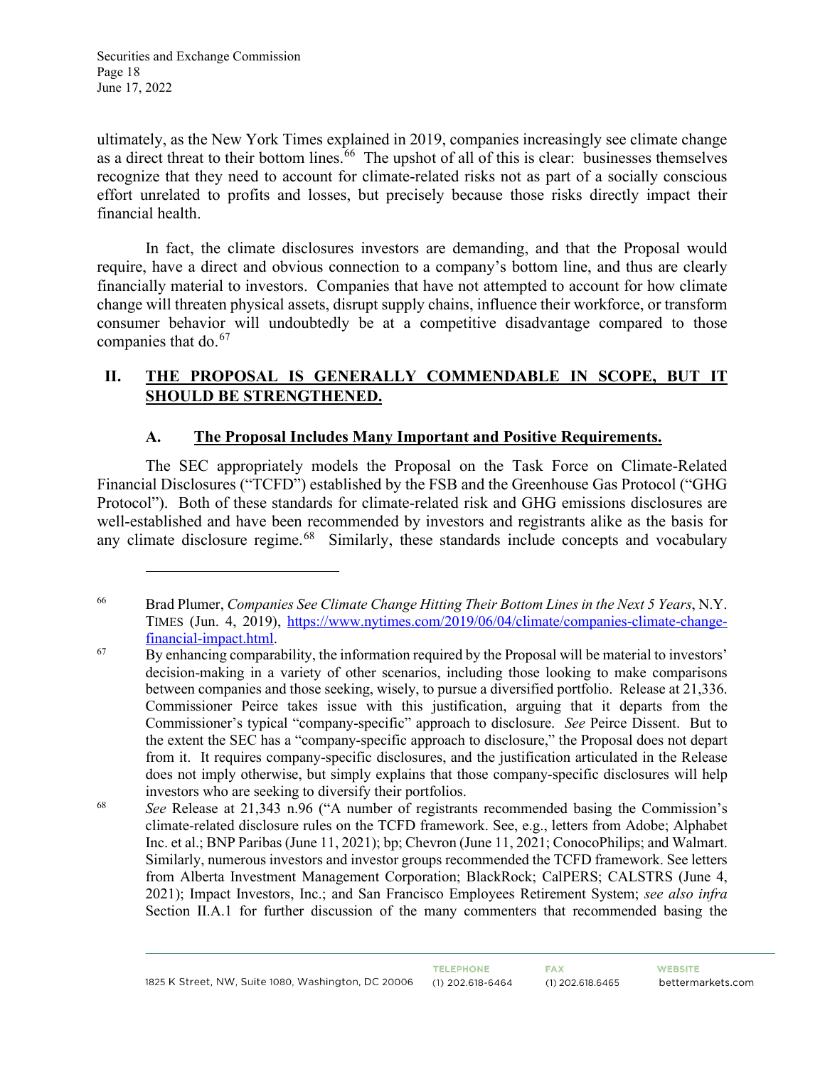ultimately, as the New York Times explained in 2019, companies increasingly see climate change as a direct threat to their bottom lines.[66] The upshot of all of this is clear: businesses themselves recognize that they need to account for climate-related risks not as part of a socially conscious effort unrelated to profits and losses, but precisely because those risks directly impact their financial health.

In fact, the climate disclosures investors are demanding, and that the Proposal would require, have a direct and obvious connection to a company's bottom line, and thus are clearly financially material to investors. Companies that have not attempted to account for how climate change will threaten physical assets, disrupt supply chains, influence their workforce, or transform consumer behavior will undoubtedly be at a competitive disadvantage compared to those companies that do.[67]

## II. THE PROPOSAL IS GENERALLY COMMENDABLE IN SCOPE, BUT IT SHOULD BE STRENGTHENED.

### A. The Proposal Includes Many Important and Positive Requirements.

The SEC appropriately models the Proposal on the Task Force on Climate-Related Financial Disclosures ("TCFD") established by the FSB and the Greenhouse Gas Protocol ("GHG Protocol"). Both of these standards for climate-related risk and GHG emissions disclosures are well-established and have been recommended by investors and registrants alike as the basis for any climate disclosure regime.[68] Similarly, these standards include concepts and vocabulary

---

[66] Brad Plumer, *Companies See Climate Change Hitting Their Bottom Lines in the Next 5 Years*, N.Y. TIMES (Jun. 4, 2019), https://www.nytimes.com/2019/06/04/climate/companies-climate-change-financial-impact.html.

[67] By enhancing comparability, the information required by the Proposal will be material to investors' decision-making in a variety of other scenarios, including those looking to make comparisons between companies and those seeking, wisely, to pursue a diversified portfolio. Release at 21,336. Commissioner Peirce takes issue with this justification, arguing that it departs from the Commissioner's typical "company-specific" approach to disclosure. *See* Peirce Dissent. But to the extent the SEC has a "company-specific approach to disclosure," the Proposal does not depart from it. It requires company-specific disclosures, and the justification articulated in the Release does not imply otherwise, but simply explains that those company-specific disclosures will help investors who are seeking to diversify their portfolios.

[68] *See* Release at 21,343 n.96 ("A number of registrants recommended basing the Commission's climate-related disclosure rules on the TCFD framework. See, e.g., letters from Adobe; Alphabet Inc. et al.; BNP Paribas (June 11, 2021); bp; Chevron (June 11, 2021; ConocoPhilips; and Walmart. Similarly, numerous investors and investor groups recommended the TCFD framework. See letters from Alberta Investment Management Corporation; BlackRock; CalPERS; CALSTRS (June 4, 2021); Impact Investors, Inc.; and San Francisco Employees Retirement System; *see also infra* Section II.A.1 for further discussion of the many commenters that recommended basing the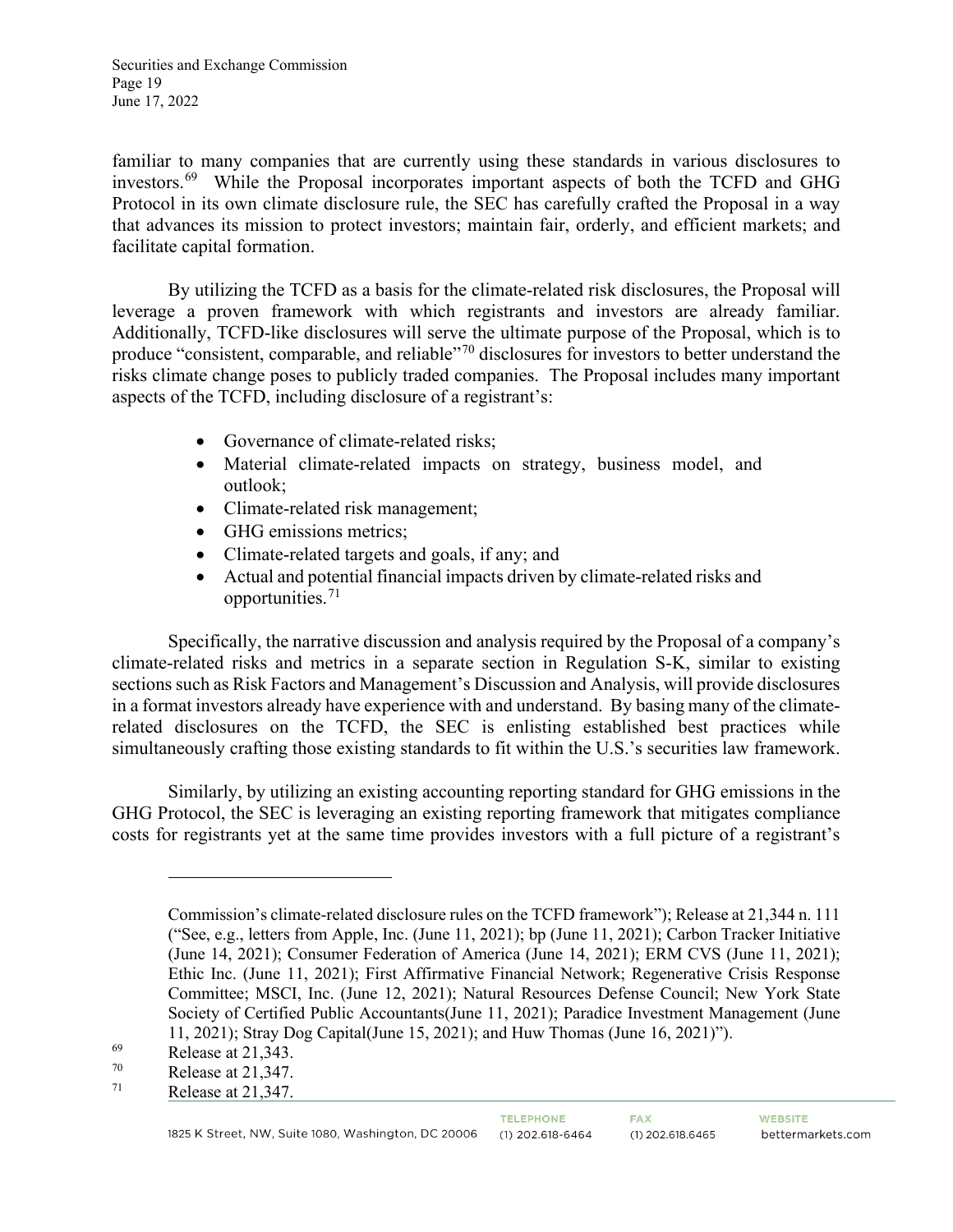familiar to many companies that are currently using these standards in various disclosures to investors.[69] While the Proposal incorporates important aspects of both the TCFD and GHG Protocol in its own climate disclosure rule, the SEC has carefully crafted the Proposal in a way that advances its mission to protect investors; maintain fair, orderly, and efficient markets; and facilitate capital formation.

By utilizing the TCFD as a basis for the climate-related risk disclosures, the Proposal will leverage a proven framework with which registrants and investors are already familiar. Additionally, TCFD-like disclosures will serve the ultimate purpose of the Proposal, which is to produce "consistent, comparable, and reliable"[70] disclosures for investors to better understand the risks climate change poses to publicly traded companies. The Proposal includes many important aspects of the TCFD, including disclosure of a registrant's:

- Governance of climate-related risks;
- Material climate-related impacts on strategy, business model, and outlook;
- Climate-related risk management;
- GHG emissions metrics;
- Climate-related targets and goals, if any; and
- Actual and potential financial impacts driven by climate-related risks and opportunities.[71]

Specifically, the narrative discussion and analysis required by the Proposal of a company's climate-related risks and metrics in a separate section in Regulation S-K, similar to existing sections such as Risk Factors and Management's Discussion and Analysis, will provide disclosures in a format investors already have experience with and understand. By basing many of the climate-related disclosures on the TCFD, the SEC is enlisting established best practices while simultaneously crafting those existing standards to fit within the U.S.'s securities law framework.

Similarly, by utilizing an existing accounting reporting standard for GHG emissions in the GHG Protocol, the SEC is leveraging an existing reporting framework that mitigates compliance costs for registrants yet at the same time provides investors with a full picture of a registrant's

---

Commission's climate-related disclosure rules on the TCFD framework"); Release at 21,344 n. 111 ("See, e.g., letters from Apple, Inc. (June 11, 2021); bp (June 11, 2021); Carbon Tracker Initiative (June 14, 2021); Consumer Federation of America (June 14, 2021); ERM CVS (June 11, 2021); Ethic Inc. (June 11, 2021); First Affirmative Financial Network; Regenerative Crisis Response Committee; MSCI, Inc. (June 12, 2021); Natural Resources Defense Council; New York State Society of Certified Public Accountants(June 11, 2021); Paradice Investment Management (June 11, 2021); Stray Dog Capital(June 15, 2021); and Huw Thomas (June 16, 2021)").

[69] Release at 21,343.

[70] Release at 21,347.

[71] Release at 21,347.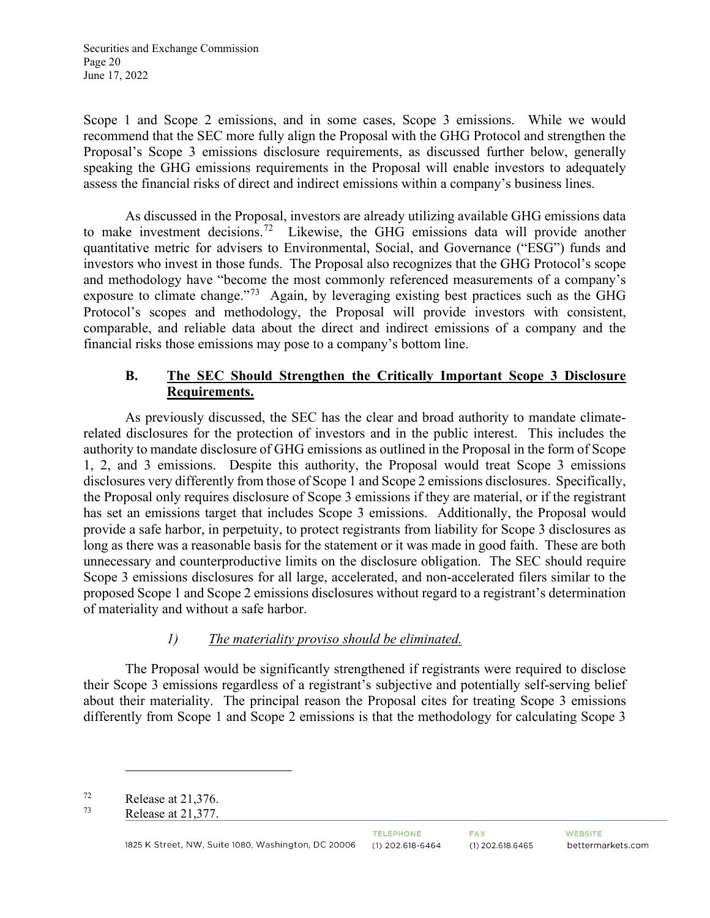Scope 1 and Scope 2 emissions, and in some cases, Scope 3 emissions. While we would recommend that the SEC more fully align the Proposal with the GHG Protocol and strengthen the Proposal's Scope 3 emissions disclosure requirements, as discussed further below, generally speaking the GHG emissions requirements in the Proposal will enable investors to adequately assess the financial risks of direct and indirect emissions within a company's business lines.

As discussed in the Proposal, investors are already utilizing available GHG emissions data to make investment decisions.[72] Likewise, the GHG emissions data will provide another quantitative metric for advisers to Environmental, Social, and Governance ("ESG") funds and investors who invest in those funds. The Proposal also recognizes that the GHG Protocol's scope and methodology have "become the most commonly referenced measurements of a company's exposure to climate change."[73] Again, by leveraging existing best practices such as the GHG Protocol's scopes and methodology, the Proposal will provide investors with consistent, comparable, and reliable data about the direct and indirect emissions of a company and the financial risks those emissions may pose to a company's bottom line.

### B. The SEC Should Strengthen the Critically Important Scope 3 Disclosure Requirements.

As previously discussed, the SEC has the clear and broad authority to mandate climate-related disclosures for the protection of investors and in the public interest. This includes the authority to mandate disclosure of GHG emissions as outlined in the Proposal in the form of Scope 1, 2, and 3 emissions. Despite this authority, the Proposal would treat Scope 3 emissions disclosures very differently from those of Scope 1 and Scope 2 emissions disclosures. Specifically, the Proposal only requires disclosure of Scope 3 emissions if they are material, or if the registrant has set an emissions target that includes Scope 3 emissions. Additionally, the Proposal would provide a safe harbor, in perpetuity, to protect registrants from liability for Scope 3 disclosures as long as there was a reasonable basis for the statement or it was made in good faith. These are both unnecessary and counterproductive limits on the disclosure obligation. The SEC should require Scope 3 emissions disclosures for all large, accelerated, and non-accelerated filers similar to the proposed Scope 1 and Scope 2 emissions disclosures without regard to a registrant's determination of materiality and without a safe harbor.

#### 1) *The materiality proviso should be eliminated.*

The Proposal would be significantly strengthened if registrants were required to disclose their Scope 3 emissions regardless of a registrant's subjective and potentially self-serving belief about their materiality. The principal reason the Proposal cites for treating Scope 3 emissions differently from Scope 1 and Scope 2 emissions is that the methodology for calculating Scope 3

---

[72] Release at 21,376.

[73] Release at 21,377.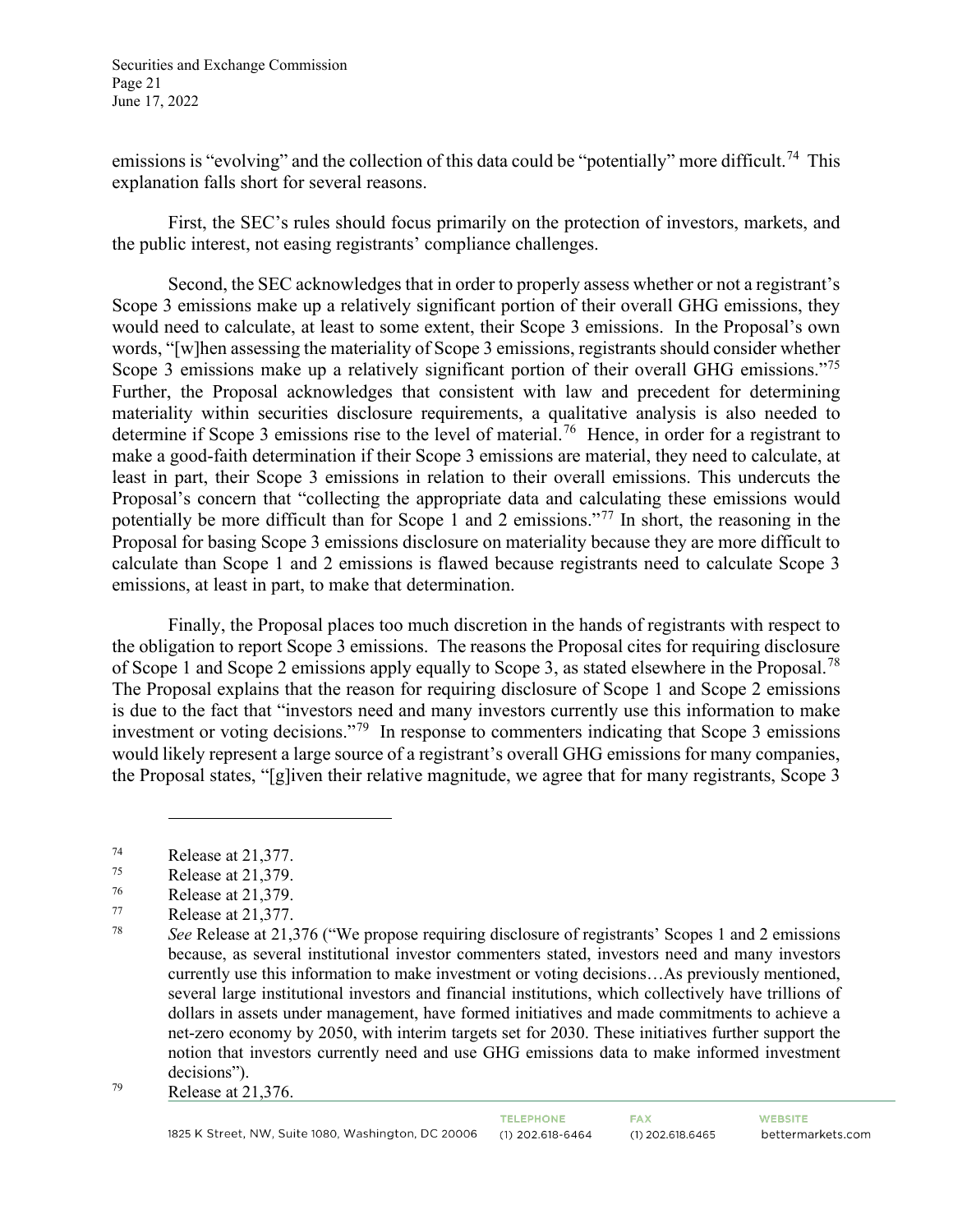emissions is "evolving" and the collection of this data could be "potentially" more difficult.[74] This explanation falls short for several reasons.

First, the SEC's rules should focus primarily on the protection of investors, markets, and the public interest, not easing registrants' compliance challenges.

Second, the SEC acknowledges that in order to properly assess whether or not a registrant's Scope 3 emissions make up a relatively significant portion of their overall GHG emissions, they would need to calculate, at least to some extent, their Scope 3 emissions. In the Proposal's own words, "[w]hen assessing the materiality of Scope 3 emissions, registrants should consider whether Scope 3 emissions make up a relatively significant portion of their overall GHG emissions."[75] Further, the Proposal acknowledges that consistent with law and precedent for determining materiality within securities disclosure requirements, a qualitative analysis is also needed to determine if Scope 3 emissions rise to the level of material.[76] Hence, in order for a registrant to make a good-faith determination if their Scope 3 emissions are material, they need to calculate, at least in part, their Scope 3 emissions in relation to their overall emissions. This undercuts the Proposal's concern that "collecting the appropriate data and calculating these emissions would potentially be more difficult than for Scope 1 and 2 emissions."[77] In short, the reasoning in the Proposal for basing Scope 3 emissions disclosure on materiality because they are more difficult to calculate than Scope 1 and 2 emissions is flawed because registrants need to calculate Scope 3 emissions, at least in part, to make that determination.

Finally, the Proposal places too much discretion in the hands of registrants with respect to the obligation to report Scope 3 emissions. The reasons the Proposal cites for requiring disclosure of Scope 1 and Scope 2 emissions apply equally to Scope 3, as stated elsewhere in the Proposal.[78] The Proposal explains that the reason for requiring disclosure of Scope 1 and Scope 2 emissions is due to the fact that "investors need and many investors currently use this information to make investment or voting decisions."[79] In response to commenters indicating that Scope 3 emissions would likely represent a large source of a registrant's overall GHG emissions for many companies, the Proposal states, "[g]iven their relative magnitude, we agree that for many registrants, Scope 3

---

[74] Release at 21,377.

[75] Release at 21,379.

[76] Release at 21,379.

[77] Release at 21,377.

[78] *See* Release at 21,376 ("We propose requiring disclosure of registrants' Scopes 1 and 2 emissions because, as several institutional investor commenters stated, investors need and many investors currently use this information to make investment or voting decisions…As previously mentioned, several large institutional investors and financial institutions, which collectively have trillions of dollars in assets under management, have formed initiatives and made commitments to achieve a net-zero economy by 2050, with interim targets set for 2030. These initiatives further support the notion that investors currently need and use GHG emissions data to make informed investment decisions").

[79] Release at 21,376.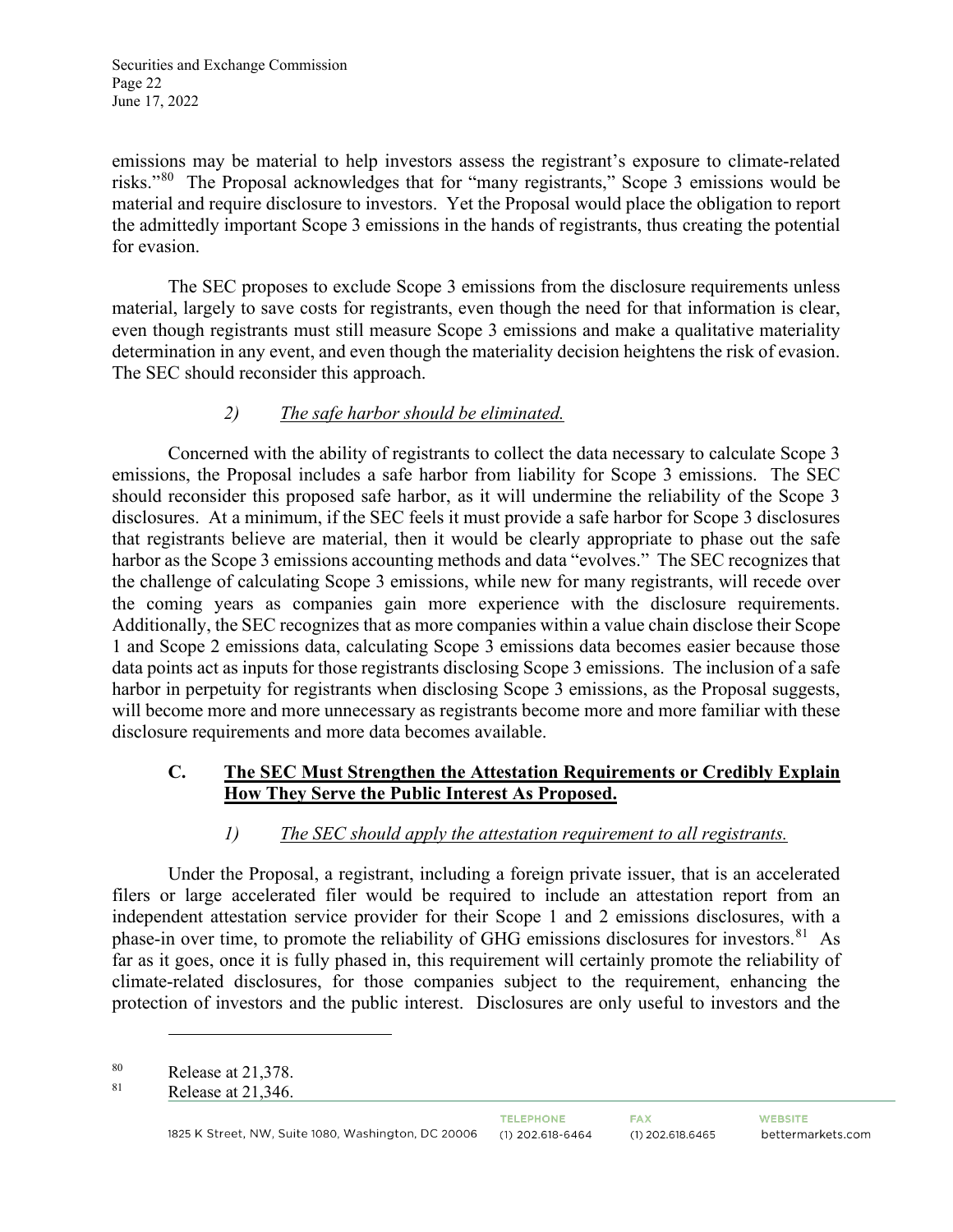emissions may be material to help investors assess the registrant's exposure to climate-related risks."[80] The Proposal acknowledges that for "many registrants," Scope 3 emissions would be material and require disclosure to investors. Yet the Proposal would place the obligation to report the admittedly important Scope 3 emissions in the hands of registrants, thus creating the potential for evasion.

The SEC proposes to exclude Scope 3 emissions from the disclosure requirements unless material, largely to save costs for registrants, even though the need for that information is clear, even though registrants must still measure Scope 3 emissions and make a qualitative materiality determination in any event, and even though the materiality decision heightens the risk of evasion. The SEC should reconsider this approach.

### *2) The safe harbor should be eliminated.*

Concerned with the ability of registrants to collect the data necessary to calculate Scope 3 emissions, the Proposal includes a safe harbor from liability for Scope 3 emissions. The SEC should reconsider this proposed safe harbor, as it will undermine the reliability of the Scope 3 disclosures. At a minimum, if the SEC feels it must provide a safe harbor for Scope 3 disclosures that registrants believe are material, then it would be clearly appropriate to phase out the safe harbor as the Scope 3 emissions accounting methods and data "evolves." The SEC recognizes that the challenge of calculating Scope 3 emissions, while new for many registrants, will recede over the coming years as companies gain more experience with the disclosure requirements. Additionally, the SEC recognizes that as more companies within a value chain disclose their Scope 1 and Scope 2 emissions data, calculating Scope 3 emissions data becomes easier because those data points act as inputs for those registrants disclosing Scope 3 emissions. The inclusion of a safe harbor in perpetuity for registrants when disclosing Scope 3 emissions, as the Proposal suggests, will become more and more unnecessary as registrants become more and more familiar with these disclosure requirements and more data becomes available.

## C. The SEC Must Strengthen the Attestation Requirements or Credibly Explain How They Serve the Public Interest As Proposed.

### *1) The SEC should apply the attestation requirement to all registrants.*

Under the Proposal, a registrant, including a foreign private issuer, that is an accelerated filers or large accelerated filer would be required to include an attestation report from an independent attestation service provider for their Scope 1 and 2 emissions disclosures, with a phase-in over time, to promote the reliability of GHG emissions disclosures for investors.[81] As far as it goes, once it is fully phased in, this requirement will certainly promote the reliability of climate-related disclosures, for those companies subject to the requirement, enhancing the protection of investors and the public interest. Disclosures are only useful to investors and the

---

[80] Release at 21,378.

[81] Release at 21,346.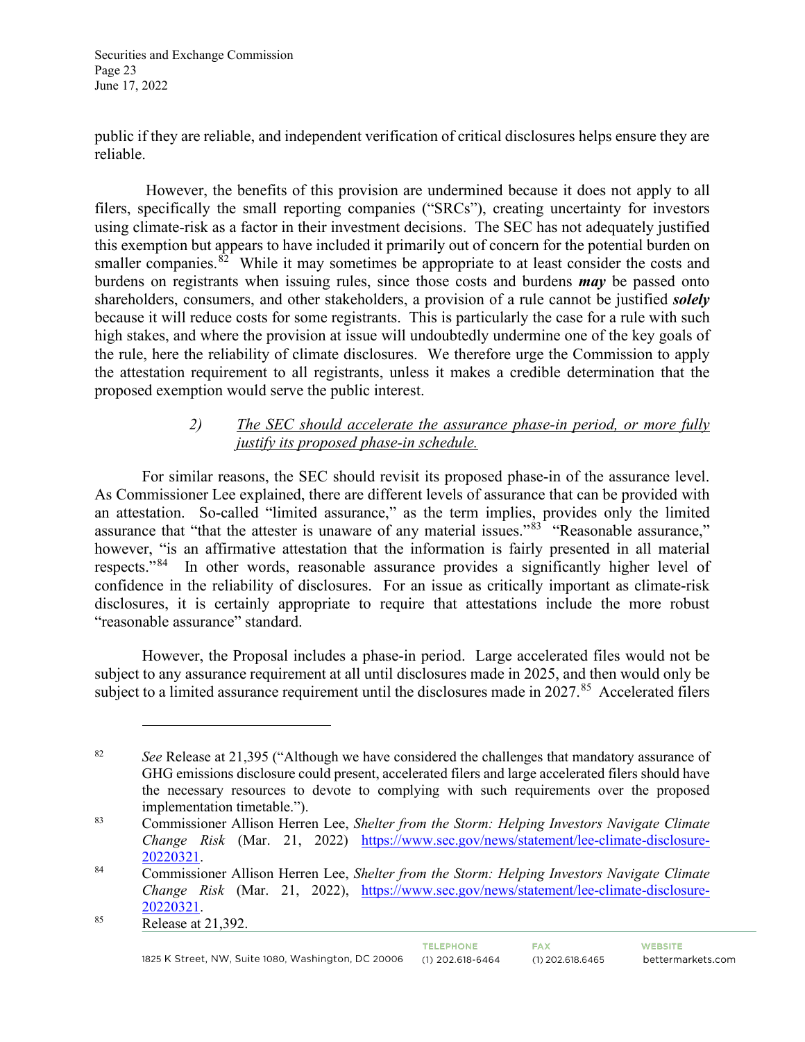public if they are reliable, and independent verification of critical disclosures helps ensure they are reliable.

However, the benefits of this provision are undermined because it does not apply to all filers, specifically the small reporting companies ("SRCs"), creating uncertainty for investors using climate-risk as a factor in their investment decisions. The SEC has not adequately justified this exemption but appears to have included it primarily out of concern for the potential burden on smaller companies.[82] While it may sometimes be appropriate to at least consider the costs and burdens on registrants when issuing rules, since those costs and burdens ***may*** be passed onto shareholders, consumers, and other stakeholders, a provision of a rule cannot be justified ***solely*** because it will reduce costs for some registrants. This is particularly the case for a rule with such high stakes, and where the provision at issue will undoubtedly undermine one of the key goals of the rule, here the reliability of climate disclosures. We therefore urge the Commission to apply the attestation requirement to all registrants, unless it makes a credible determination that the proposed exemption would serve the public interest.

> *2) <u>The SEC should accelerate the assurance phase-in period, or more fully justify its proposed phase-in schedule.</u>*

For similar reasons, the SEC should revisit its proposed phase-in of the assurance level. As Commissioner Lee explained, there are different levels of assurance that can be provided with an attestation. So-called "limited assurance," as the term implies, provides only the limited assurance that "that the attester is unaware of any material issues."[83] "Reasonable assurance," however, "is an affirmative attestation that the information is fairly presented in all material respects."[84] In other words, reasonable assurance provides a significantly higher level of confidence in the reliability of disclosures. For an issue as critically important as climate-risk disclosures, it is certainly appropriate to require that attestations include the more robust "reasonable assurance" standard.

However, the Proposal includes a phase-in period. Large accelerated files would not be subject to any assurance requirement at all until disclosures made in 2025, and then would only be subject to a limited assurance requirement until the disclosures made in 2027.[85] Accelerated filers

---

[82] *See* Release at 21,395 ("Although we have considered the challenges that mandatory assurance of GHG emissions disclosure could present, accelerated filers and large accelerated filers should have the necessary resources to devote to complying with such requirements over the proposed implementation timetable.").

[83] Commissioner Allison Herren Lee, *Shelter from the Storm: Helping Investors Navigate Climate Change Risk* (Mar. 21, 2022) https://www.sec.gov/news/statement/lee-climate-disclosure-20220321.

[84] Commissioner Allison Herren Lee, *Shelter from the Storm: Helping Investors Navigate Climate Change Risk* (Mar. 21, 2022), https://www.sec.gov/news/statement/lee-climate-disclosure-20220321.

[85] Release at 21,392.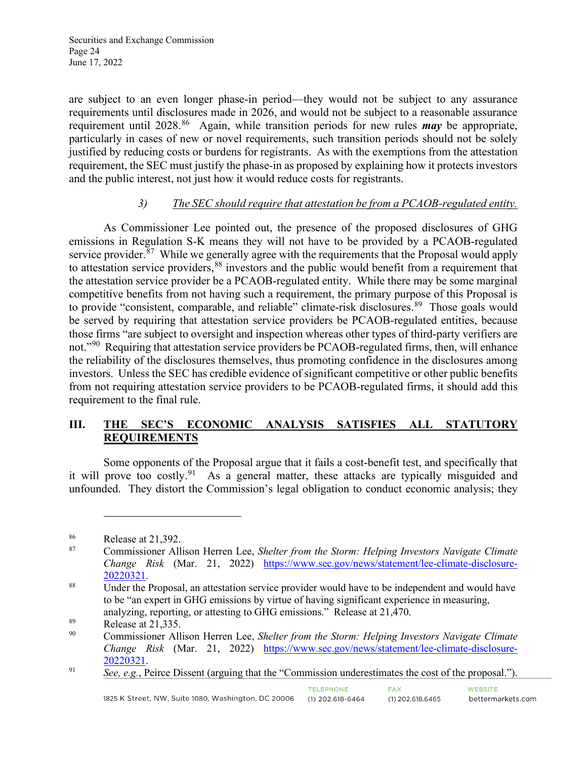are subject to an even longer phase-in period—they would not be subject to any assurance requirements until disclosures made in 2026, and would not be subject to a reasonable assurance requirement until 2028.[86] Again, while transition periods for new rules ***may*** be appropriate, particularly in cases of new or novel requirements, such transition periods should not be solely justified by reducing costs or burdens for registrants. As with the exemptions from the attestation requirement, the SEC must justify the phase-in as proposed by explaining how it protects investors and the public interest, not just how it would reduce costs for registrants.

*3) The SEC should require that attestation be from a PCAOB-regulated entity.*

As Commissioner Lee pointed out, the presence of the proposed disclosures of GHG emissions in Regulation S-K means they will not have to be provided by a PCAOB-regulated service provider.[87] While we generally agree with the requirements that the Proposal would apply to attestation service providers,[88] investors and the public would benefit from a requirement that the attestation service provider be a PCAOB-regulated entity. While there may be some marginal competitive benefits from not having such a requirement, the primary purpose of this Proposal is to provide "consistent, comparable, and reliable" climate-risk disclosures.[89] Those goals would be served by requiring that attestation service providers be PCAOB-regulated entities, because those firms "are subject to oversight and inspection whereas other types of third-party verifiers are not."[90] Requiring that attestation service providers be PCAOB-regulated firms, then, will enhance the reliability of the disclosures themselves, thus promoting confidence in the disclosures among investors. Unless the SEC has credible evidence of significant competitive or other public benefits from not requiring attestation service providers to be PCAOB-regulated firms, it should add this requirement to the final rule.

## III. THE SEC'S ECONOMIC ANALYSIS SATISFIES ALL STATUTORY REQUIREMENTS

Some opponents of the Proposal argue that it fails a cost-benefit test, and specifically that it will prove too costly.[91] As a general matter, these attacks are typically misguided and unfounded. They distort the Commission's legal obligation to conduct economic analysis; they

---

[86] Release at 21,392.

[87] Commissioner Allison Herren Lee, *Shelter from the Storm: Helping Investors Navigate Climate Change Risk* (Mar. 21, 2022) https://www.sec.gov/news/statement/lee-climate-disclosure-20220321.

[88] Under the Proposal, an attestation service provider would have to be independent and would have to be "an expert in GHG emissions by virtue of having significant experience in measuring, analyzing, reporting, or attesting to GHG emissions." Release at 21,470.

[89] Release at 21,335.

[90] Commissioner Allison Herren Lee, *Shelter from the Storm: Helping Investors Navigate Climate Change Risk* (Mar. 21, 2022) https://www.sec.gov/news/statement/lee-climate-disclosure-20220321.

[91] *See, e.g.*, Peirce Dissent (arguing that the "Commission underestimates the cost of the proposal.").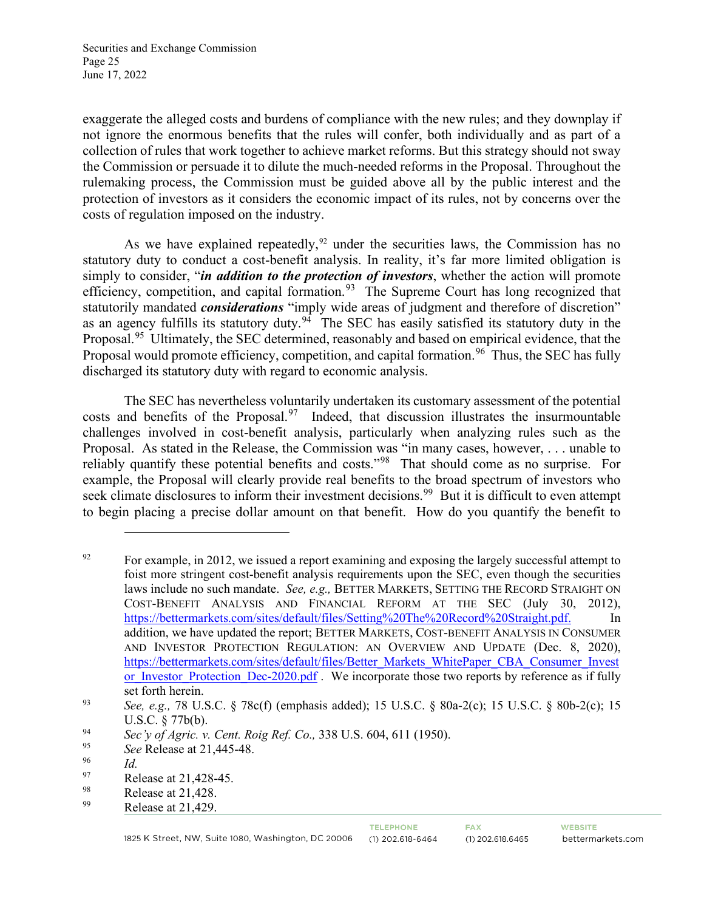exaggerate the alleged costs and burdens of compliance with the new rules; and they downplay if not ignore the enormous benefits that the rules will confer, both individually and as part of a collection of rules that work together to achieve market reforms. But this strategy should not sway the Commission or persuade it to dilute the much-needed reforms in the Proposal. Throughout the rulemaking process, the Commission must be guided above all by the public interest and the protection of investors as it considers the economic impact of its rules, not by concerns over the costs of regulation imposed on the industry.

As we have explained repeatedly,[92] under the securities laws, the Commission has no statutory duty to conduct a cost-benefit analysis. In reality, it's far more limited obligation is simply to consider, "***in addition to the protection of investors***, whether the action will promote efficiency, competition, and capital formation.[93] The Supreme Court has long recognized that statutorily mandated ***considerations*** "imply wide areas of judgment and therefore of discretion" as an agency fulfills its statutory duty.[94] The SEC has easily satisfied its statutory duty in the Proposal.[95] Ultimately, the SEC determined, reasonably and based on empirical evidence, that the Proposal would promote efficiency, competition, and capital formation.[96] Thus, the SEC has fully discharged its statutory duty with regard to economic analysis.

The SEC has nevertheless voluntarily undertaken its customary assessment of the potential costs and benefits of the Proposal.[97] Indeed, that discussion illustrates the insurmountable challenges involved in cost-benefit analysis, particularly when analyzing rules such as the Proposal. As stated in the Release, the Commission was "in many cases, however, . . . unable to reliably quantify these potential benefits and costs."[98] That should come as no surprise. For example, the Proposal will clearly provide real benefits to the broad spectrum of investors who seek climate disclosures to inform their investment decisions.[99] But it is difficult to even attempt to begin placing a precise dollar amount on that benefit. How do you quantify the benefit to

---

[92] For example, in 2012, we issued a report examining and exposing the largely successful attempt to foist more stringent cost-benefit analysis requirements upon the SEC, even though the securities laws include no such mandate. *See, e.g.,* BETTER MARKETS, SETTING THE RECORD STRAIGHT ON COST-BENEFIT ANALYSIS AND FINANCIAL REFORM AT THE SEC (July 30, 2012), https://bettermarkets.com/sites/default/files/Setting%20The%20Record%20Straight.pdf. In addition, we have updated the report; BETTER MARKETS, COST-BENEFIT ANALYSIS IN CONSUMER AND INVESTOR PROTECTION REGULATION: AN OVERVIEW AND UPDATE (Dec. 8, 2020), https://bettermarkets.com/sites/default/files/Better_Markets_WhitePaper_CBA_Consumer_Investor_Investor_Protection_Dec-2020.pdf . We incorporate those two reports by reference as if fully set forth herein.

[93] *See, e.g.,* 78 U.S.C. § 78c(f) (emphasis added); 15 U.S.C. § 80a-2(c); 15 U.S.C. § 80b-2(c); 15 U.S.C. § 77b(b).

[94] *Sec'y of Agric. v. Cent. Roig Ref. Co.,* 338 U.S. 604, 611 (1950).

[95] *See* Release at 21,445-48.

[96] *Id.*

[97] Release at 21,428-45.

[98] Release at 21,428.

[99] Release at 21,429.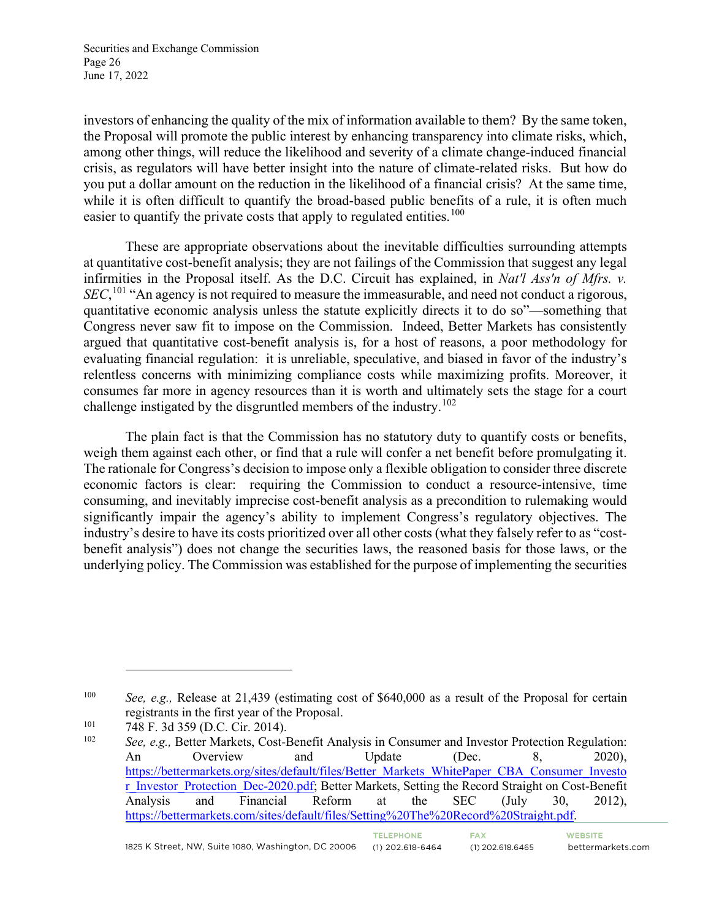investors of enhancing the quality of the mix of information available to them? By the same token, the Proposal will promote the public interest by enhancing transparency into climate risks, which, among other things, will reduce the likelihood and severity of a climate change-induced financial crisis, as regulators will have better insight into the nature of climate-related risks. But how do you put a dollar amount on the reduction in the likelihood of a financial crisis? At the same time, while it is often difficult to quantify the broad-based public benefits of a rule, it is often much easier to quantify the private costs that apply to regulated entities.[100]

These are appropriate observations about the inevitable difficulties surrounding attempts at quantitative cost-benefit analysis; they are not failings of the Commission that suggest any legal infirmities in the Proposal itself. As the D.C. Circuit has explained, in *Nat'l Ass'n of Mfrs. v. SEC*,[101] "An agency is not required to measure the immeasurable, and need not conduct a rigorous, quantitative economic analysis unless the statute explicitly directs it to do so"—something that Congress never saw fit to impose on the Commission. Indeed, Better Markets has consistently argued that quantitative cost-benefit analysis is, for a host of reasons, a poor methodology for evaluating financial regulation: it is unreliable, speculative, and biased in favor of the industry's relentless concerns with minimizing compliance costs while maximizing profits. Moreover, it consumes far more in agency resources than it is worth and ultimately sets the stage for a court challenge instigated by the disgruntled members of the industry.[102]

The plain fact is that the Commission has no statutory duty to quantify costs or benefits, weigh them against each other, or find that a rule will confer a net benefit before promulgating it. The rationale for Congress's decision to impose only a flexible obligation to consider three discrete economic factors is clear: requiring the Commission to conduct a resource-intensive, time consuming, and inevitably imprecise cost-benefit analysis as a precondition to rulemaking would significantly impair the agency's ability to implement Congress's regulatory objectives. The industry's desire to have its costs prioritized over all other costs (what they falsely refer to as "cost-benefit analysis") does not change the securities laws, the reasoned basis for those laws, or the underlying policy. The Commission was established for the purpose of implementing the securities

---

[100] *See, e.g.,* Release at 21,439 (estimating cost of $640,000 as a result of the Proposal for certain registrants in the first year of the Proposal.

[101] 748 F. 3d 359 (D.C. Cir. 2014).

[102] *See, e.g.,* Better Markets, Cost-Benefit Analysis in Consumer and Investor Protection Regulation: An Overview and Update (Dec. 8, 2020), https://bettermarkets.org/sites/default/files/Better_Markets_WhitePaper_CBA_Consumer_Investor_Investor_Protection_Dec-2020.pdf; Better Markets, Setting the Record Straight on Cost-Benefit Analysis and Financial Reform at the SEC (July 30, 2012), https://bettermarkets.com/sites/default/files/Setting%20The%20Record%20Straight.pdf.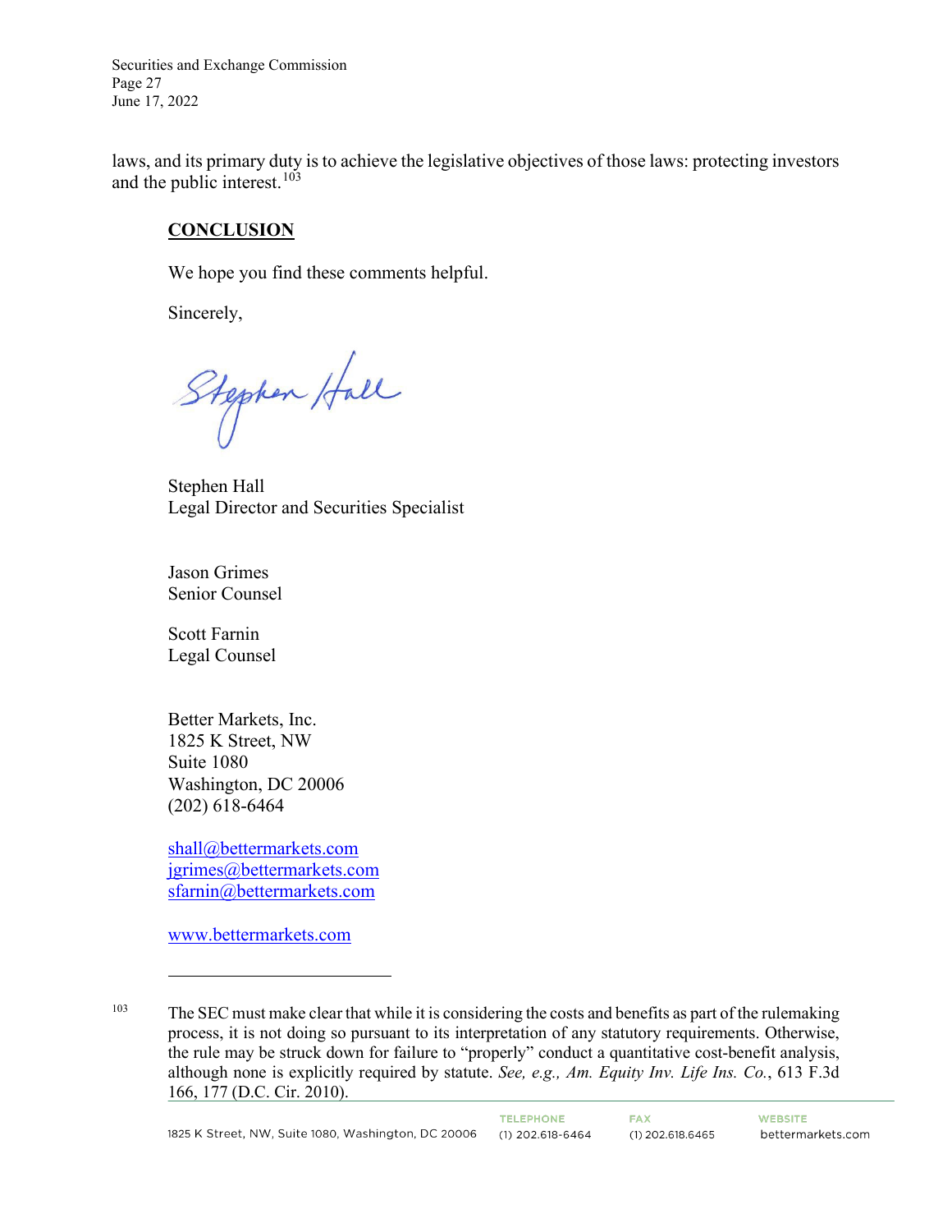laws, and its primary duty is to achieve the legislative objectives of those laws: protecting investors and the public interest.[103]

## **CONCLUSION**

We hope you find these comments helpful.

Sincerely,

Stephen Hall
Legal Director and Securities Specialist

Jason Grimes
Senior Counsel

Scott Farnin
Legal Counsel

Better Markets, Inc.
1825 K Street, NW
Suite 1080
Washington, DC 20006
(202) 618-6464

shall@bettermarkets.com
jgrimes@bettermarkets.com
sfarnin@bettermarkets.com

www.bettermarkets.com

---

[103] The SEC must make clear that while it is considering the costs and benefits as part of the rulemaking process, it is not doing so pursuant to its interpretation of any statutory requirements. Otherwise, the rule may be struck down for failure to "properly" conduct a quantitative cost-benefit analysis, although none is explicitly required by statute. *See, e.g., Am. Equity Inv. Life Ins. Co.*, 613 F.3d 166, 177 (D.C. Cir. 2010).